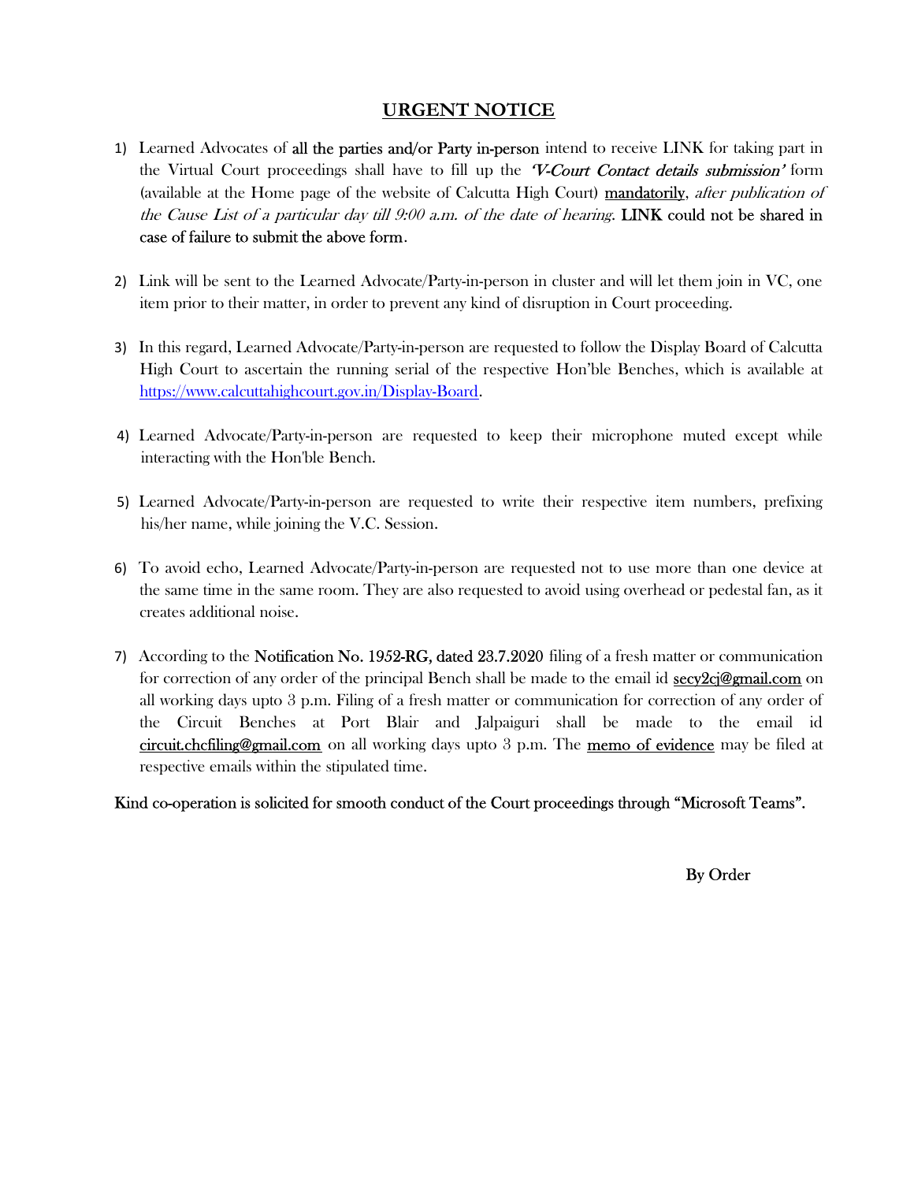## URGENT NOTICE

1) Learned Advocates of all the parties and/or Party in-person intend to receive LINK for taking part in the Virtual Court proceedings shall have to fill up the ***'V-Court Contact details submission'*** form (available at the Home page of the website of Calcutta High Court) mandatorily, *after publication of the Cause List of a particular day till 9:00 a.m. of the date of hearing*. LINK could not be shared in case of failure to submit the above form.

2) Link will be sent to the Learned Advocate/Party-in-person in cluster and will let them join in VC, one item prior to their matter, in order to prevent any kind of disruption in Court proceeding.

3) In this regard, Learned Advocate/Party-in-person are requested to follow the Display Board of Calcutta High Court to ascertain the running serial of the respective Hon'ble Benches, which is available at https://www.calcuttahighcourt.gov.in/Display-Board.

4) Learned Advocate/Party-in-person are requested to keep their microphone muted except while interacting with the Hon'ble Bench.

5) Learned Advocate/Party-in-person are requested to write their respective item numbers, prefixing his/her name, while joining the V.C. Session.

6) To avoid echo, Learned Advocate/Party-in-person are requested not to use more than one device at the same time in the same room. They are also requested to avoid using overhead or pedestal fan, as it creates additional noise.

7) According to the Notification No. 1952-RG, dated 23.7.2020 filing of a fresh matter or communication for correction of any order of the principal Bench shall be made to the email id secy2cj@gmail.com on all working days upto 3 p.m. Filing of a fresh matter or communication for correction of any order of the Circuit Benches at Port Blair and Jalpaiguri shall be made to the email id circuit.chcfiling@gmail.com on all working days upto 3 p.m. The memo of evidence may be filed at respective emails within the stipulated time.

Kind co-operation is solicited for smooth conduct of the Court proceedings through "Microsoft Teams".

By Order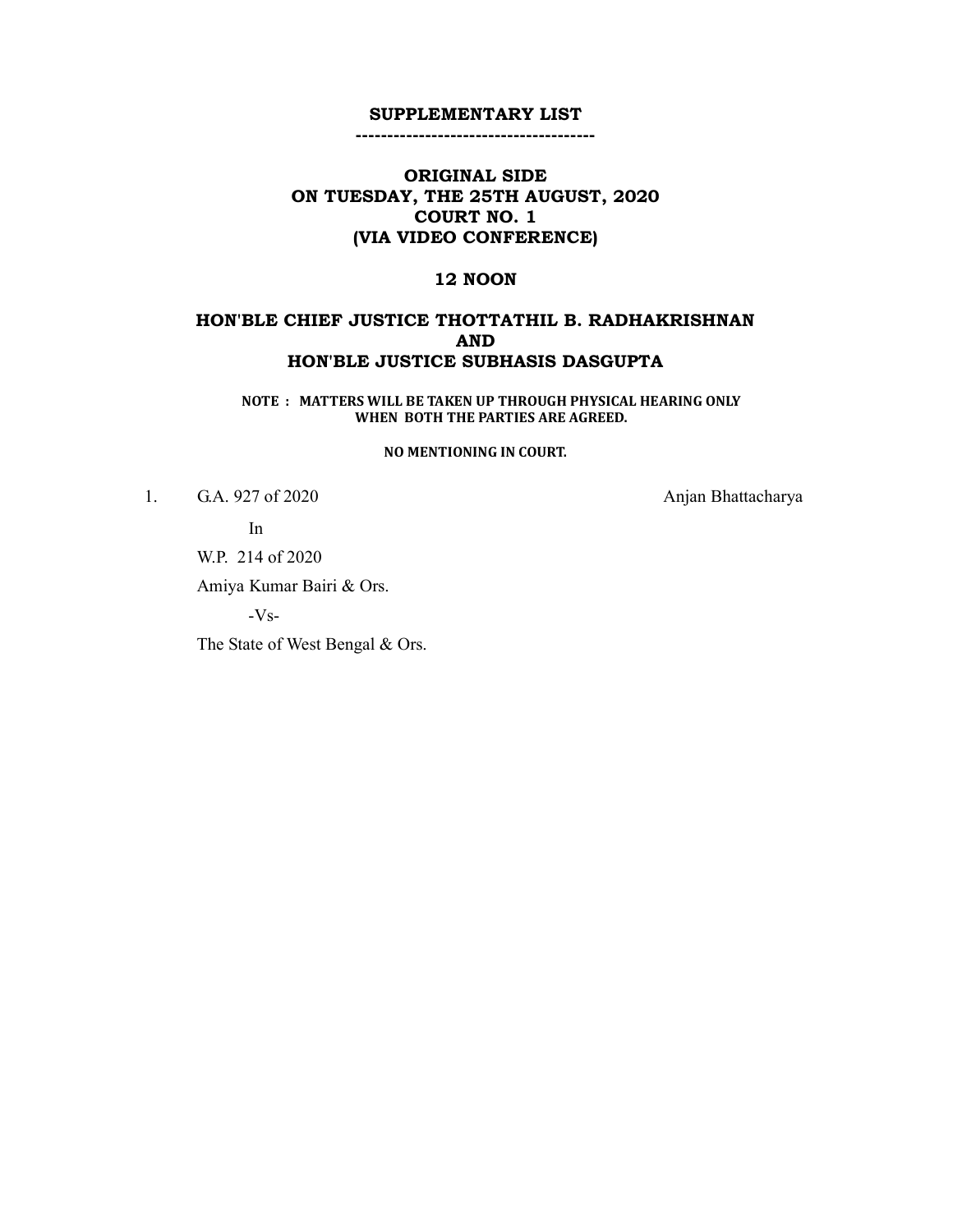# SUPPLEMENTARY LIST

-------------------------------------

## ORIGINAL SIDE
## ON TUESDAY, THE 25TH AUGUST, 2020
## COURT NO. 1
## (VIA VIDEO CONFERENCE)

## 12 NOON

## HON'BLE CHIEF JUSTICE THOTTATHIL B. RADHAKRISHNAN
## AND
## HON'BLE JUSTICE SUBHASIS DASGUPTA

**NOTE : MATTERS WILL BE TAKEN UP THROUGH PHYSICAL HEARING ONLY WHEN BOTH THE PARTIES ARE AGREED.**

**NO MENTIONING IN COURT.**

1. G.A. 927 of 2020 — Anjan Bhattacharya

   In

   W.P. 214 of 2020

   Amiya Kumar Bairi & Ors.

   -Vs-

   The State of West Bengal & Ors.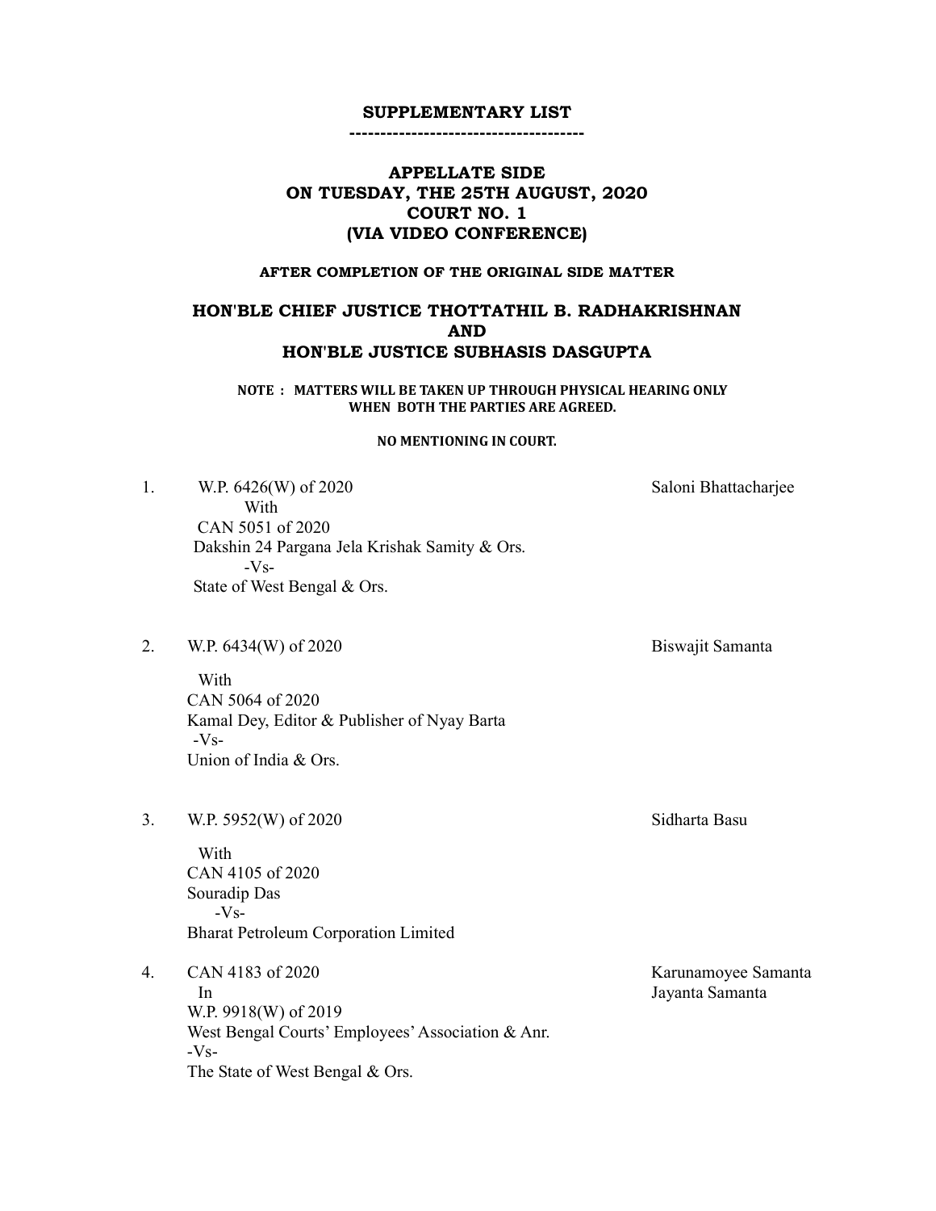**SUPPLEMENTARY LIST**

-------------------------------------

## APPELLATE SIDE
## ON TUESDAY, THE 25TH AUGUST, 2020
## COURT NO. 1
## (VIA VIDEO CONFERENCE)

**AFTER COMPLETION OF THE ORIGINAL SIDE MATTER**

### HON'BLE CHIEF JUSTICE THOTTATHIL B. RADHAKRISHNAN
### AND
### HON'BLE JUSTICE SUBHASIS DASGUPTA

**NOTE : MATTERS WILL BE TAKEN UP THROUGH PHYSICAL HEARING ONLY WHEN BOTH THE PARTIES ARE AGREED.**

**NO MENTIONING IN COURT.**

1. W.P. 6426(W) of 2020 — Saloni Bhattacharjee
   With
   CAN 5051 of 2020
   Dakshin 24 Pargana Jela Krishak Samity & Ors.
   -Vs-
   State of West Bengal & Ors.

2. W.P. 6434(W) of 2020 — Biswajit Samanta
   With
   CAN 5064 of 2020
   Kamal Dey, Editor & Publisher of Nyay Barta
   -Vs-
   Union of India & Ors.

3. W.P. 5952(W) of 2020 — Sidharta Basu
   With
   CAN 4105 of 2020
   Souradip Das
   -Vs-
   Bharat Petroleum Corporation Limited

4. CAN 4183 of 2020 — Karunamoyee Samanta, Jayanta Samanta
   In
   W.P. 9918(W) of 2019
   West Bengal Courts' Employees' Association & Anr.
   -Vs-
   The State of West Bengal & Ors.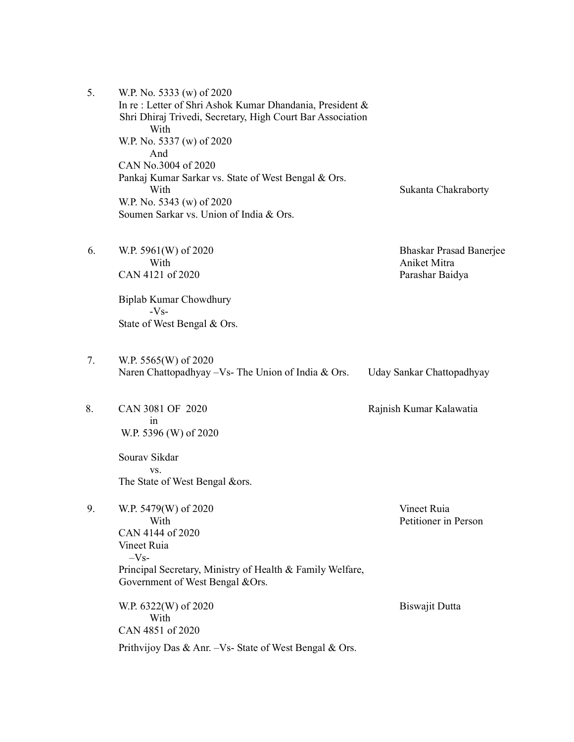| | | |
|---|---|---|
| 5. | W.P. No. 5333 (w) of 2020<br>In re : Letter of Shri Ashok Kumar Dhandania, President & Shri Dhiraj Trivedi, Secretary, High Court Bar Association<br>With<br>W.P. No. 5337 (w) of 2020<br>And<br>CAN No.3004 of 2020<br>Pankaj Kumar Sarkar vs. State of West Bengal & Ors.<br>With<br>W.P. No. 5343 (w) of 2020<br>Soumen Sarkar vs. Union of India & Ors. | Sukanta Chakraborty |
| 6. | W.P. 5961(W) of 2020<br>With<br>CAN 4121 of 2020<br><br>Biplab Kumar Chowdhury<br>-Vs-<br>State of West Bengal & Ors. | Bhaskar Prasad Banerjee<br>Aniket Mitra<br>Parashar Baidya |
| 7. | W.P. 5565(W) of 2020<br>Naren Chattopadhyay –Vs- The Union of India & Ors. | Uday Sankar Chattopadhyay |
| 8. | CAN 3081 OF 2020<br>in<br>W.P. 5396 (W) of 2020<br><br>Sourav Sikdar<br>vs.<br>The State of West Bengal &ors. | Rajnish Kumar Kalawatia |
| 9. | W.P. 5479(W) of 2020<br>With<br>CAN 4144 of 2020<br>Vineet Ruia<br>–Vs-<br>Principal Secretary, Ministry of Health & Family Welfare, Government of West Bengal &Ors. | Vineet Ruia<br>Petitioner in Person |
| | W.P. 6322(W) of 2020<br>With<br>CAN 4851 of 2020<br>Prithvijoy Das & Anr. –Vs- State of West Bengal & Ors. | Biswajit Dutta |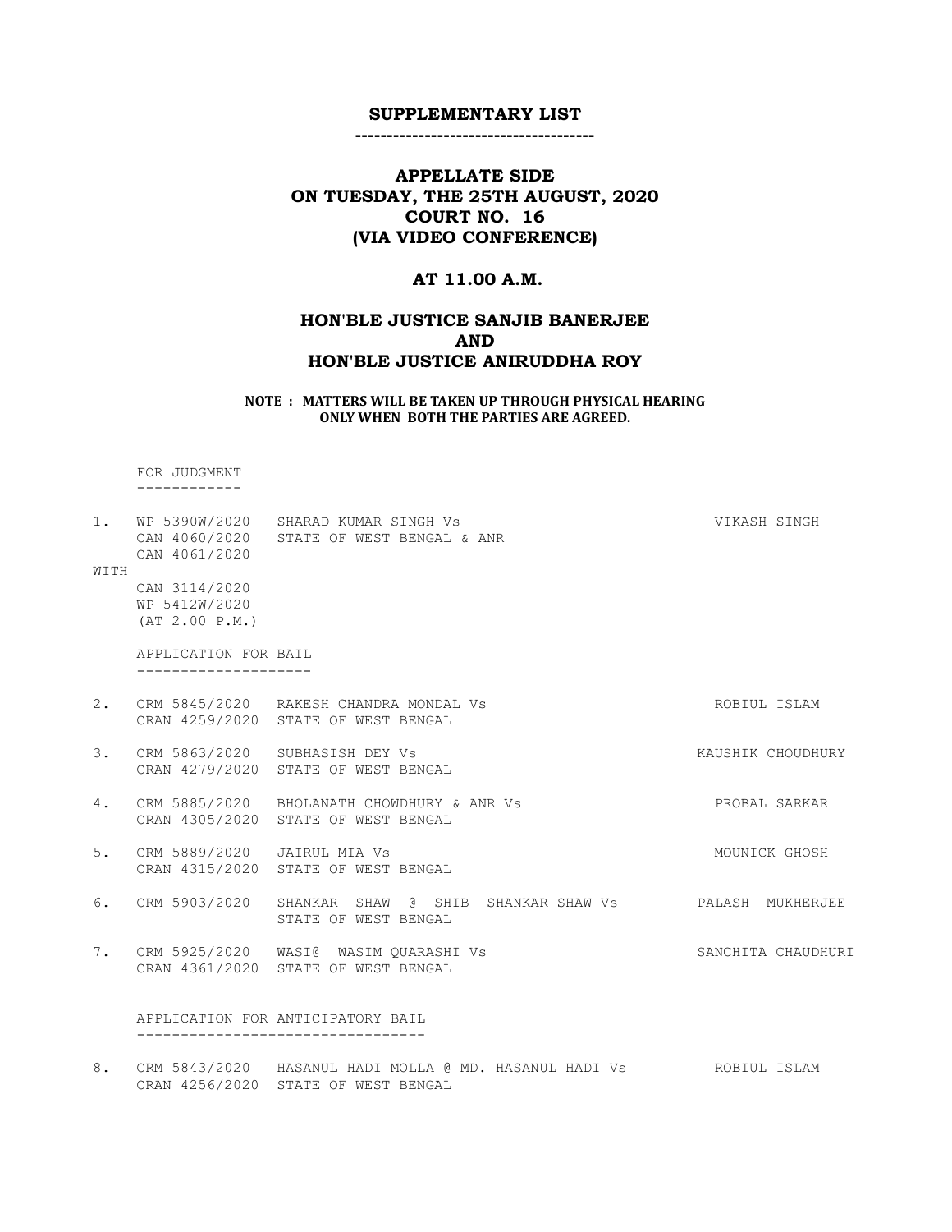**SUPPLEMENTARY LIST**

**-------------------------------------**

# APPELLATE SIDE
# ON TUESDAY, THE 25TH AUGUST, 2020
# COURT NO. 16
# (VIA VIDEO CONFERENCE)

## AT 11.00 A.M.

## HON'BLE JUSTICE SANJIB BANERJEE
## AND
## HON'BLE JUSTICE ANIRUDDHA ROY

**NOTE : MATTERS WILL BE TAKEN UP THROUGH PHYSICAL HEARING ONLY WHEN BOTH THE PARTIES ARE AGREED.**

FOR JUDGMENT
------------

1. WP 5390W/2020 SHARAD KUMAR SINGH Vs — VIKASH SINGH
   CAN 4060/2020 STATE OF WEST BENGAL & ANR
   CAN 4061/2020

WITH
   CAN 3114/2020
   WP 5412W/2020
   (AT 2.00 P.M.)

APPLICATION FOR BAIL
--------------------

2. CRM 5845/2020 RAKESH CHANDRA MONDAL Vs — ROBIUL ISLAM
   CRAN 4259/2020 STATE OF WEST BENGAL

3. CRM 5863/2020 SUBHASISH DEY Vs — KAUSHIK CHOUDHURY
   CRAN 4279/2020 STATE OF WEST BENGAL

4. CRM 5885/2020 BHOLANATH CHOWDHURY & ANR Vs — PROBAL SARKAR
   CRAN 4305/2020 STATE OF WEST BENGAL

5. CRM 5889/2020 JAIRUL MIA Vs — MOUNICK GHOSH
   CRAN 4315/2020 STATE OF WEST BENGAL

6. CRM 5903/2020 SHANKAR SHAW @ SHIB SHANKAR SHAW Vs — PALASH MUKHERJEE
   STATE OF WEST BENGAL

7. CRM 5925/2020 WASI@ WASIM QUARASHI Vs — SANCHITA CHAUDHURI
   CRAN 4361/2020 STATE OF WEST BENGAL

APPLICATION FOR ANTICIPATORY BAIL
---------------------------------

8. CRM 5843/2020 HASANUL HADI MOLLA @ MD. HASANUL HADI Vs — ROBIUL ISLAM
   CRAN 4256/2020 STATE OF WEST BENGAL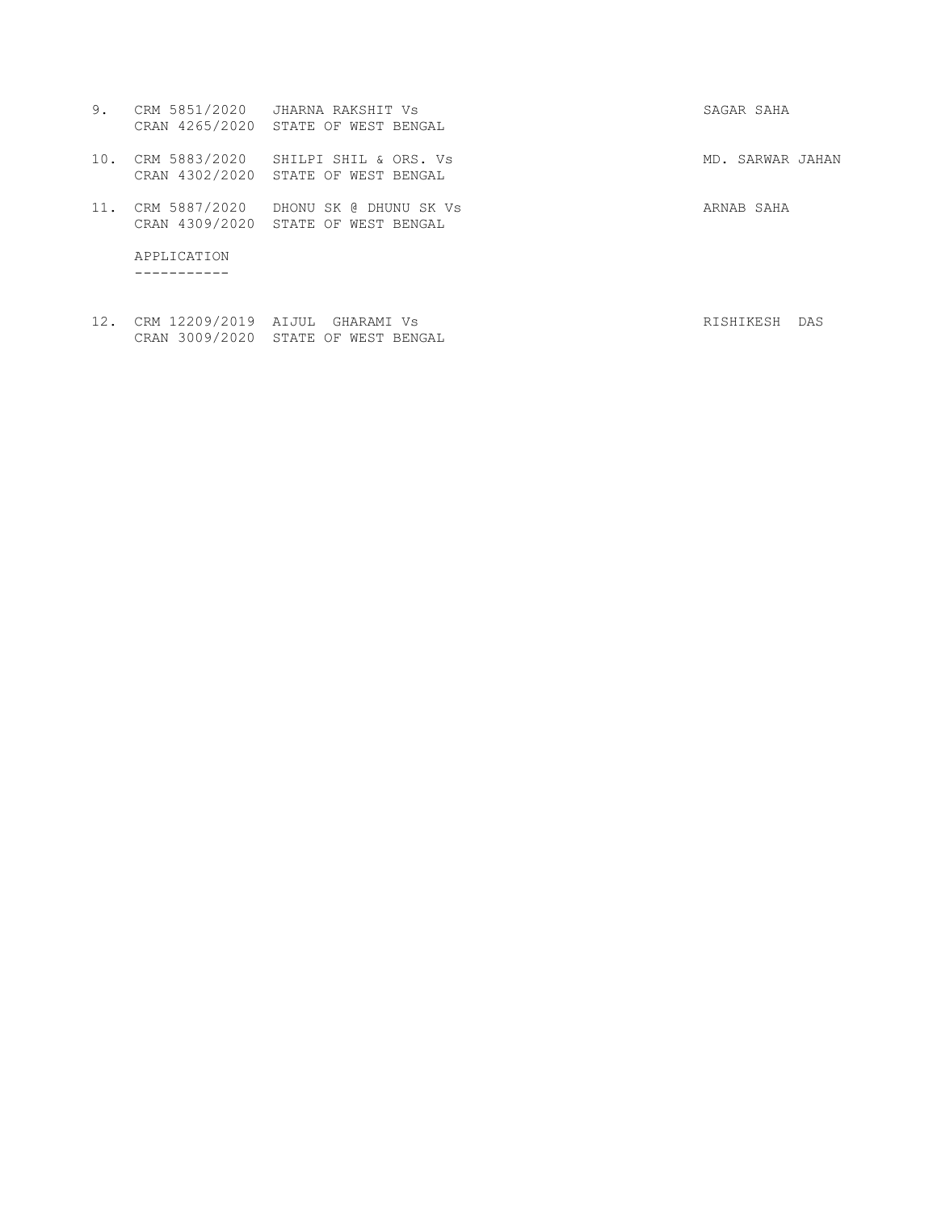| No. | Case No. | Parties | Advocate |
|---|---|---|---|
| 9. | CRM 5851/2020<br>CRAN 4265/2020 | JHARNA RAKSHIT Vs<br>STATE OF WEST BENGAL | SAGAR SAHA |
| 10. | CRM 5883/2020<br>CRAN 4302/2020 | SHILPI SHIL & ORS. Vs<br>STATE OF WEST BENGAL | MD. SARWAR JAHAN |
| 11. | CRM 5887/2020<br>CRAN 4309/2020 | DHONU SK @ DHUNU SK Vs<br>STATE OF WEST BENGAL | ARNAB SAHA |

APPLICATION
-----------

| No. | Case No. | Parties | Advocate |
|---|---|---|---|
| 12. | CRM 12209/2019<br>CRAN 3009/2020 | AIJUL GHARAMI Vs<br>STATE OF WEST BENGAL | RISHIKESH DAS |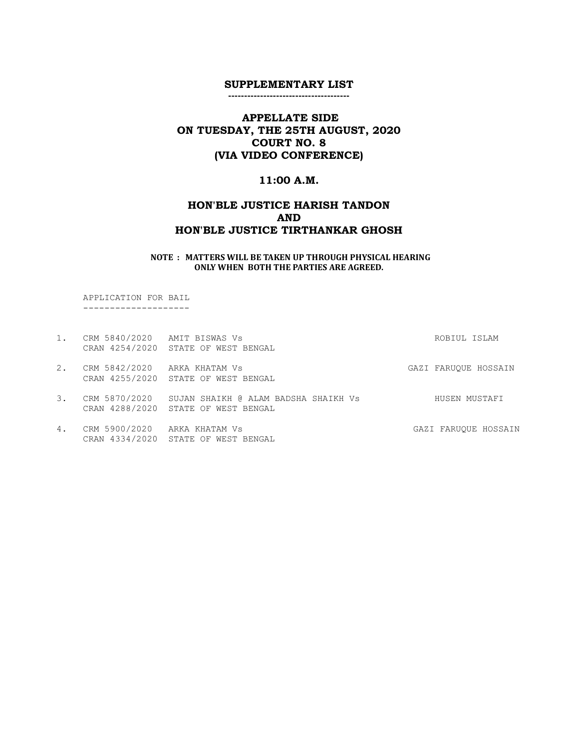## SUPPLEMENTARY LIST

---

## APPELLATE SIDE
## ON TUESDAY, THE 25TH AUGUST, 2020
## COURT NO. 8
## (VIA VIDEO CONFERENCE)

### 11:00 A.M.

### HON'BLE JUSTICE HARISH TANDON
### AND
### HON'BLE JUSTICE TIRTHANKAR GHOSH

**NOTE : MATTERS WILL BE TAKEN UP THROUGH PHYSICAL HEARING ONLY WHEN BOTH THE PARTIES ARE AGREED.**

APPLICATION FOR BAIL

---

| No. | Case No. | Parties | Advocate |
|---|---|---|---|
| 1. | CRM 5840/2020<br>CRAN 4254/2020 | AMIT BISWAS Vs<br>STATE OF WEST BENGAL | ROBIUL ISLAM |
| 2. | CRM 5842/2020<br>CRAN 4255/2020 | ARKA KHATAM Vs<br>STATE OF WEST BENGAL | GAZI FARUQUE HOSSAIN |
| 3. | CRM 5870/2020<br>CRAN 4288/2020 | SUJAN SHAIKH @ ALAM BADSHA SHAIKH Vs<br>STATE OF WEST BENGAL | HUSEN MUSTAFI |
| 4. | CRM 5900/2020<br>CRAN 4334/2020 | ARKA KHATAM Vs<br>STATE OF WEST BENGAL | GAZI FARUQUE HOSSAIN |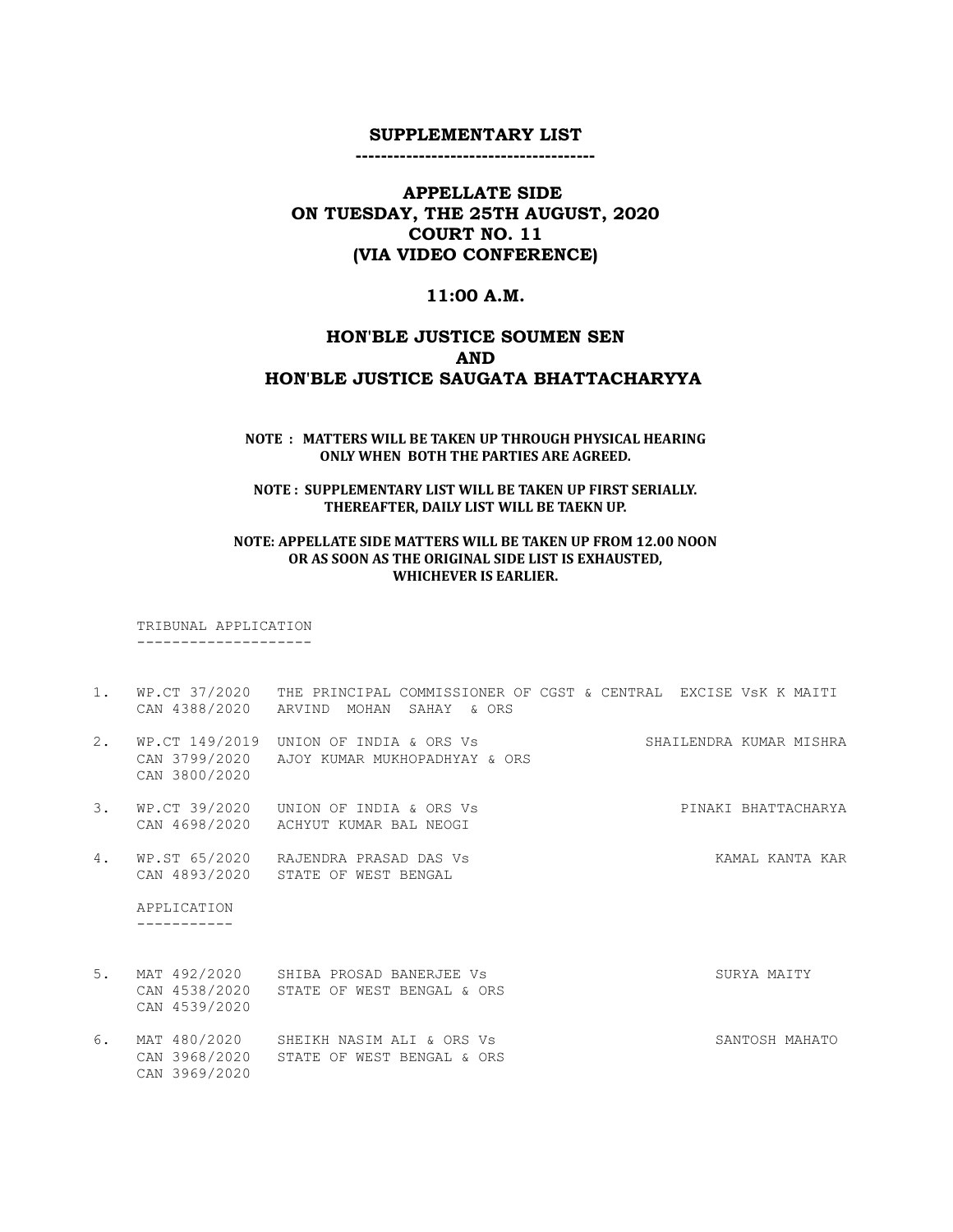## SUPPLEMENTARY LIST

-------------------------------------

### APPELLATE SIDE
### ON TUESDAY, THE 25TH AUGUST, 2020
### COURT NO. 11
### (VIA VIDEO CONFERENCE)

### 11:00 A.M.

### HON'BLE JUSTICE SOUMEN SEN
### AND
### HON'BLE JUSTICE SAUGATA BHATTACHARYYA

**NOTE : MATTERS WILL BE TAKEN UP THROUGH PHYSICAL HEARING ONLY WHEN BOTH THE PARTIES ARE AGREED.**

**NOTE : SUPPLEMENTARY LIST WILL BE TAKEN UP FIRST SERIALLY. THEREAFTER, DAILY LIST WILL BE TAEKN UP.**

**NOTE: APPELLATE SIDE MATTERS WILL BE TAKEN UP FROM 12.00 NOON OR AS SOON AS THE ORIGINAL SIDE LIST IS EXHAUSTED, WHICHEVER IS EARLIER.**

TRIBUNAL APPLICATION

--------------------

1. WP.CT 37/2020 CAN 4388/2020 — THE PRINCIPAL COMMISSIONER OF CGST & CENTRAL EXCISE VsK K MAITI ARVIND MOHAN SAHAY & ORS

2. WP.CT 149/2019 CAN 3799/2020 CAN 3800/2020 — UNION OF INDIA & ORS Vs AJOY KUMAR MUKHOPADHYAY & ORS — SHAILENDRA KUMAR MISHRA

3. WP.CT 39/2020 CAN 4698/2020 — UNION OF INDIA & ORS Vs ACHYUT KUMAR BAL NEOGI — PINAKI BHATTACHARYA

4. WP.ST 65/2020 CAN 4893/2020 — RAJENDRA PRASAD DAS Vs STATE OF WEST BENGAL — KAMAL KANTA KAR

APPLICATION

-----------

5. MAT 492/2020 CAN 4538/2020 CAN 4539/2020 — SHIBA PROSAD BANERJEE Vs STATE OF WEST BENGAL & ORS — SURYA MAITY

6. MAT 480/2020 CAN 3968/2020 CAN 3969/2020 — SHEIKH NASIM ALI & ORS Vs STATE OF WEST BENGAL & ORS — SANTOSH MAHATO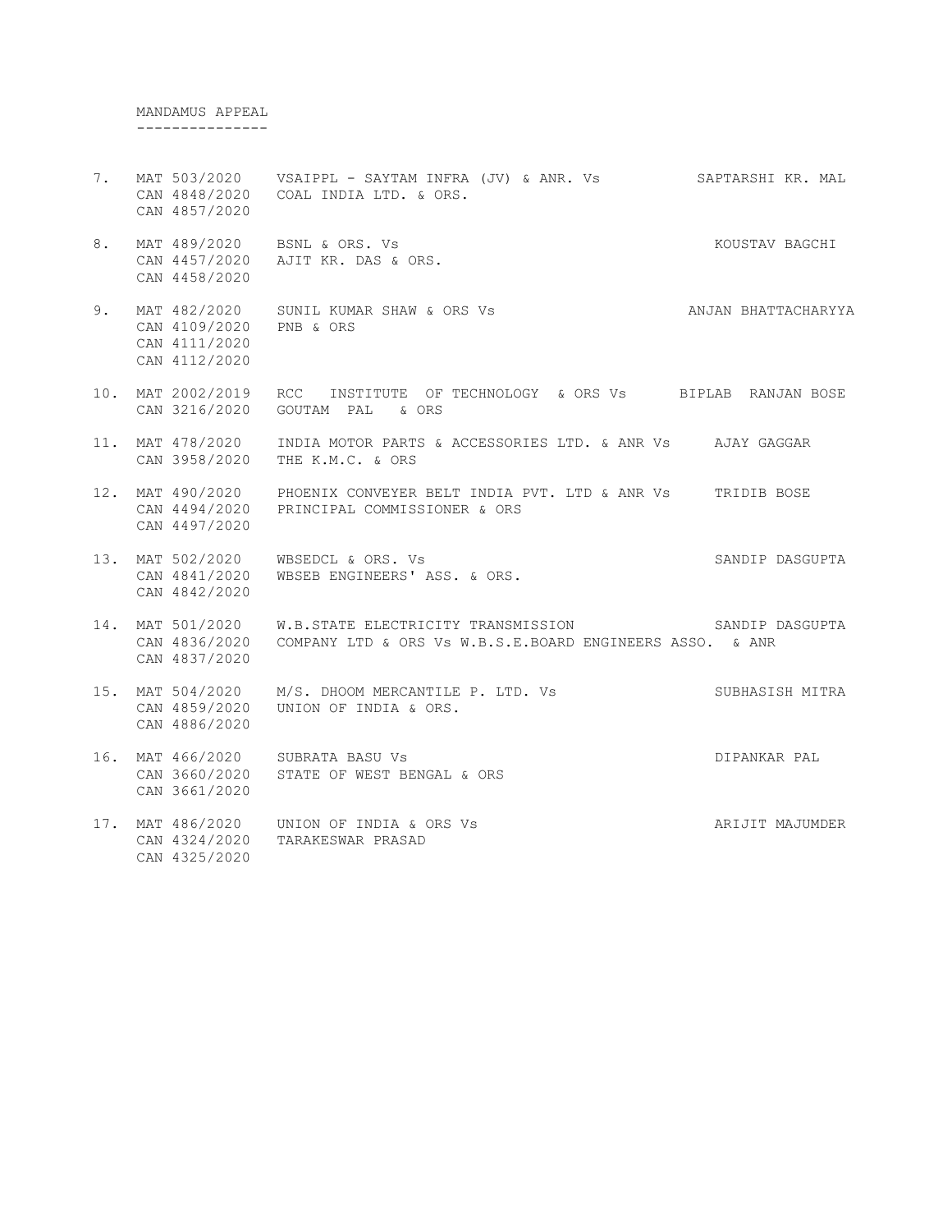## MANDAMUS APPEAL

| No. | Case No. | Parties | Advocate |
|---|---|---|---|
| 7. | MAT 503/2020<br>CAN 4848/2020<br>CAN 4857/2020 | VSAIPPL - SAYTAM INFRA (JV) & ANR. Vs<br>COAL INDIA LTD. & ORS. | SAPTARSHI KR. MAL |
| 8. | MAT 489/2020<br>CAN 4457/2020<br>CAN 4458/2020 | BSNL & ORS. Vs<br>AJIT KR. DAS & ORS. | KOUSTAV BAGCHI |
| 9. | MAT 482/2020<br>CAN 4109/2020<br>CAN 4111/2020<br>CAN 4112/2020 | SUNIL KUMAR SHAW & ORS Vs<br>PNB & ORS | ANJAN BHATTACHARYYA |
| 10. | MAT 2002/2019<br>CAN 3216/2020 | RCC INSTITUTE OF TECHNOLOGY & ORS Vs<br>GOUTAM PAL & ORS | BIPLAB RANJAN BOSE |
| 11. | MAT 478/2020<br>CAN 3958/2020 | INDIA MOTOR PARTS & ACCESSORIES LTD. & ANR Vs<br>THE K.M.C. & ORS | AJAY GAGGAR |
| 12. | MAT 490/2020<br>CAN 4494/2020<br>CAN 4497/2020 | PHOENIX CONVEYER BELT INDIA PVT. LTD & ANR Vs<br>PRINCIPAL COMMISSIONER & ORS | TRIDIB BOSE |
| 13. | MAT 502/2020<br>CAN 4841/2020<br>CAN 4842/2020 | WBSEDCL & ORS. Vs<br>WBSEB ENGINEERS' ASS. & ORS. | SANDIP DASGUPTA |
| 14. | MAT 501/2020<br>CAN 4836/2020<br>CAN 4837/2020 | W.B.STATE ELECTRICITY TRANSMISSION<br>COMPANY LTD & ORS Vs W.B.S.E.BOARD ENGINEERS ASSO. & ANR | SANDIP DASGUPTA |
| 15. | MAT 504/2020<br>CAN 4859/2020<br>CAN 4886/2020 | M/S. DHOOM MERCANTILE P. LTD. Vs<br>UNION OF INDIA & ORS. | SUBHASISH MITRA |
| 16. | MAT 466/2020<br>CAN 3660/2020<br>CAN 3661/2020 | SUBRATA BASU Vs<br>STATE OF WEST BENGAL & ORS | DIPANKAR PAL |
| 17. | MAT 486/2020<br>CAN 4324/2020<br>CAN 4325/2020 | UNION OF INDIA & ORS Vs<br>TARAKESWAR PRASAD | ARIJIT MAJUMDER |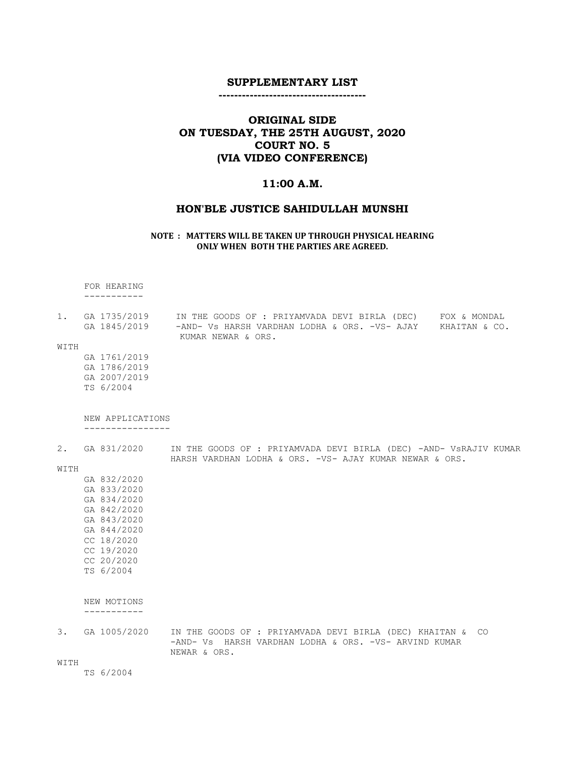## SUPPLEMENTARY LIST

-------------------------------------

## ORIGINAL SIDE
## ON TUESDAY, THE 25TH AUGUST, 2020
## COURT NO. 5
## (VIA VIDEO CONFERENCE)

### 11:00 A.M.

### HON'BLE JUSTICE SAHIDULLAH MUNSHI

**NOTE : MATTERS WILL BE TAKEN UP THROUGH PHYSICAL HEARING ONLY WHEN BOTH THE PARTIES ARE AGREED.**

FOR HEARING
-----------

1. GA 1735/2019 GA 1845/2019 — IN THE GOODS OF : PRIYAMVADA DEVI BIRLA (DEC) -AND- Vs HARSH VARDHAN LODHA & ORS. -VS- AJAY KUMAR NEWAR & ORS. — FOX & MONDAL, KHAITAN & CO.

WITH
GA 1761/2019
GA 1786/2019
GA 2007/2019
TS 6/2004

NEW APPLICATIONS
----------------

2. GA 831/2020 — IN THE GOODS OF : PRIYAMVADA DEVI BIRLA (DEC) -AND- VsRAJIV KUMAR HARSH VARDHAN LODHA & ORS. -VS- AJAY KUMAR NEWAR & ORS.

WITH
GA 832/2020
GA 833/2020
GA 834/2020
GA 842/2020
GA 843/2020
GA 844/2020
CC 18/2020
CC 19/2020
CC 20/2020
TS 6/2004

NEW MOTIONS
-----------

3. GA 1005/2020 — IN THE GOODS OF : PRIYAMVADA DEVI BIRLA (DEC) KHAITAN & CO -AND- Vs HARSH VARDHAN LODHA & ORS. -VS- ARVIND KUMAR NEWAR & ORS.

WITH
TS 6/2004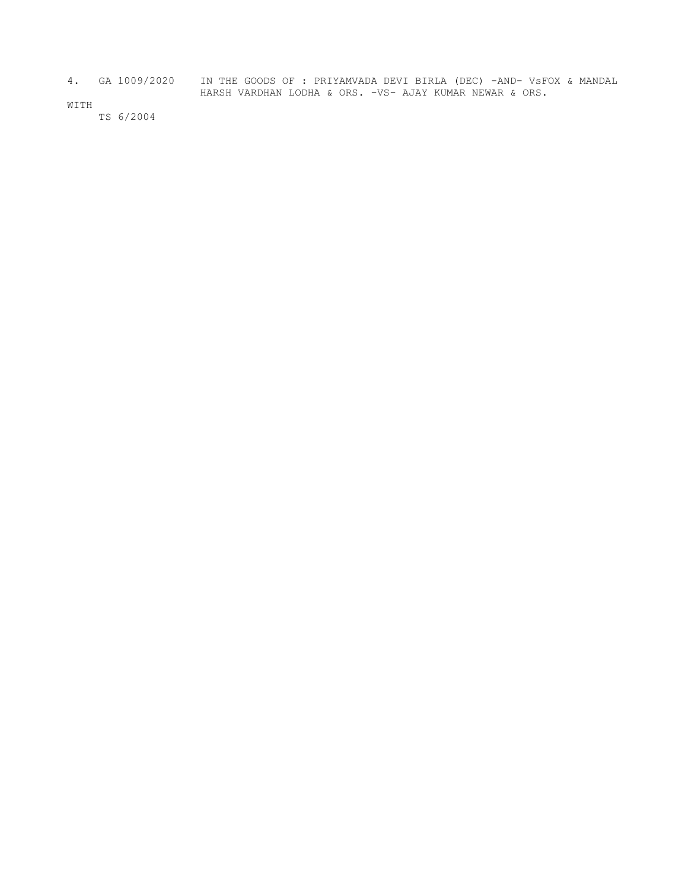4. GA 1009/2020 IN THE GOODS OF : PRIYAMVADA DEVI BIRLA (DEC) -AND- VsFOX & MANDAL
HARSH VARDHAN LODHA & ORS. -VS- AJAY KUMAR NEWAR & ORS.

WITH

TS 6/2004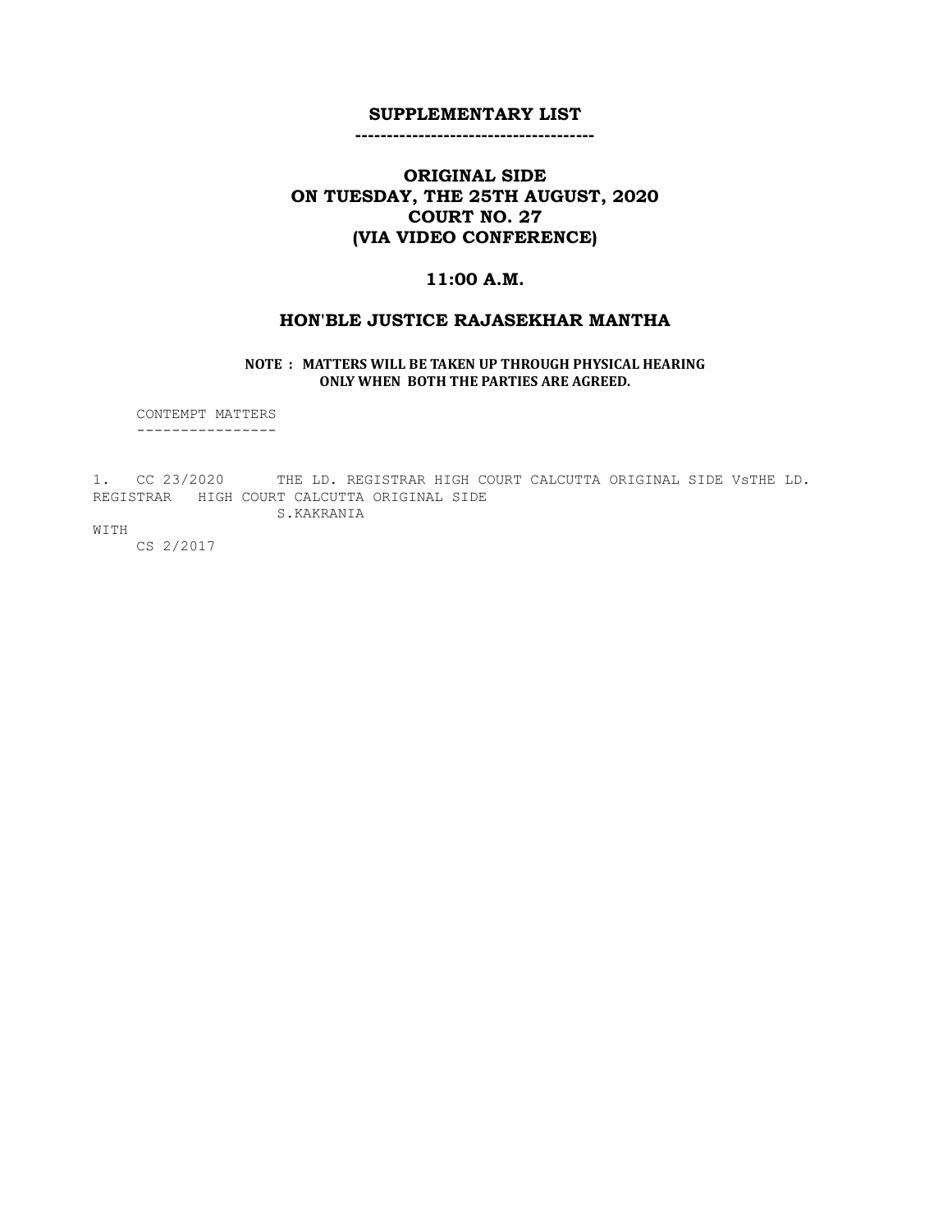**SUPPLEMENTARY LIST**

**ORIGINAL SIDE**
**ON TUESDAY, THE 25TH AUGUST, 2020**
**COURT NO. 27**
**(VIA VIDEO CONFERENCE)**

**11:00 A.M.**

**HON'BLE JUSTICE RAJASEKHAR MANTHA**

**NOTE : MATTERS WILL BE TAKEN UP THROUGH PHYSICAL HEARING ONLY WHEN BOTH THE PARTIES ARE AGREED.**

CONTEMPT MATTERS

1. CC 23/2020 THE LD. REGISTRAR HIGH COURT CALCUTTA ORIGINAL SIDE VsTHE LD. REGISTRAR HIGH COURT CALCUTTA ORIGINAL SIDE
S.KAKRANIA

WITH

CS 2/2017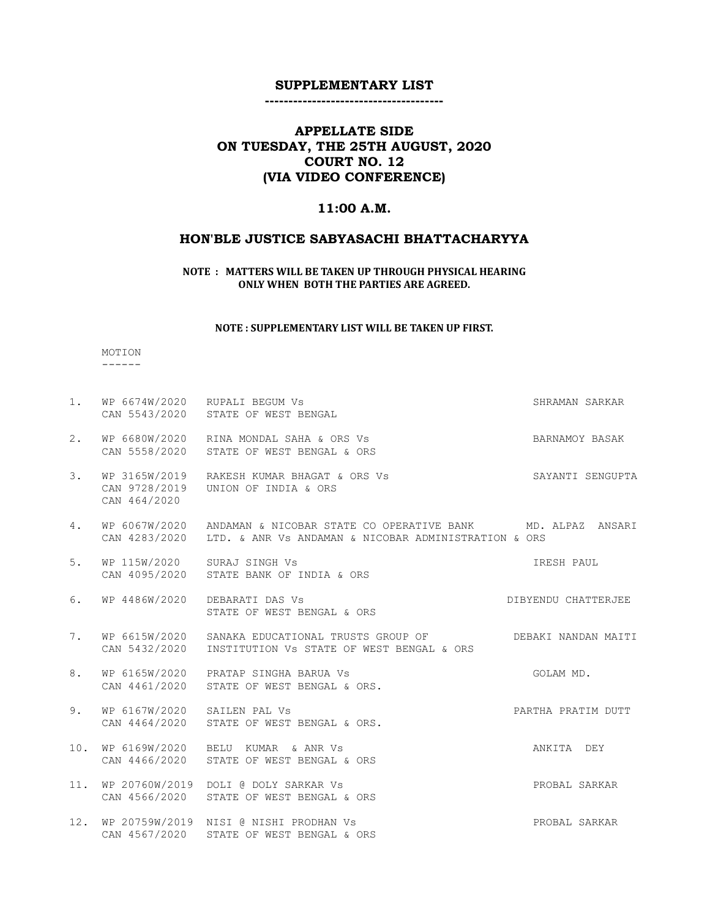# SUPPLEMENTARY LIST

-------------------------------------

## APPELLATE SIDE
## ON TUESDAY, THE 25TH AUGUST, 2020
## COURT NO. 12
## (VIA VIDEO CONFERENCE)

### 11:00 A.M.

### HON'BLE JUSTICE SABYASACHI BHATTACHARYYA

**NOTE : MATTERS WILL BE TAKEN UP THROUGH PHYSICAL HEARING ONLY WHEN BOTH THE PARTIES ARE AGREED.**

**NOTE : SUPPLEMENTARY LIST WILL BE TAKEN UP FIRST.**

MOTION
------

| No. | Case No. | Parties | Advocate |
|---|---|---|---|
| 1. | WP 6674W/2020<br>CAN 5543/2020 | RUPALI BEGUM Vs<br>STATE OF WEST BENGAL | SHRAMAN SARKAR |
| 2. | WP 6680W/2020<br>CAN 5558/2020 | RINA MONDAL SAHA & ORS Vs<br>STATE OF WEST BENGAL & ORS | BARNAMOY BASAK |
| 3. | WP 3165W/2019<br>CAN 9728/2019<br>CAN 464/2020 | RAKESH KUMAR BHAGAT & ORS Vs<br>UNION OF INDIA & ORS | SAYANTI SENGUPTA |
| 4. | WP 6067W/2020<br>CAN 4283/2020 | ANDAMAN & NICOBAR STATE CO OPERATIVE BANK LTD. & ANR Vs ANDAMAN & NICOBAR ADMINISTRATION & ORS | MD. ALPAZ ANSARI |
| 5. | WP 115W/2020<br>CAN 4095/2020 | SURAJ SINGH Vs<br>STATE BANK OF INDIA & ORS | IRESH PAUL |
| 6. | WP 4486W/2020 | DEBARATI DAS Vs<br>STATE OF WEST BENGAL & ORS | DIBYENDU CHATTERJEE |
| 7. | WP 6615W/2020<br>CAN 5432/2020 | SANAKA EDUCATIONAL TRUSTS GROUP OF INSTITUTION Vs STATE OF WEST BENGAL & ORS | DEBAKI NANDAN MAITI |
| 8. | WP 6165W/2020<br>CAN 4461/2020 | PRATAP SINGHA BARUA Vs<br>STATE OF WEST BENGAL & ORS. | GOLAM MD. |
| 9. | WP 6167W/2020<br>CAN 4464/2020 | SAILEN PAL Vs<br>STATE OF WEST BENGAL & ORS. | PARTHA PRATIM DUTT |
| 10. | WP 6169W/2020<br>CAN 4466/2020 | BELU KUMAR & ANR Vs<br>STATE OF WEST BENGAL & ORS | ANKITA DEY |
| 11. | WP 20760W/2019<br>CAN 4566/2020 | DOLI @ DOLY SARKAR Vs<br>STATE OF WEST BENGAL & ORS | PROBAL SARKAR |
| 12. | WP 20759W/2019<br>CAN 4567/2020 | NISI @ NISHI PRODHAN Vs<br>STATE OF WEST BENGAL & ORS | PROBAL SARKAR |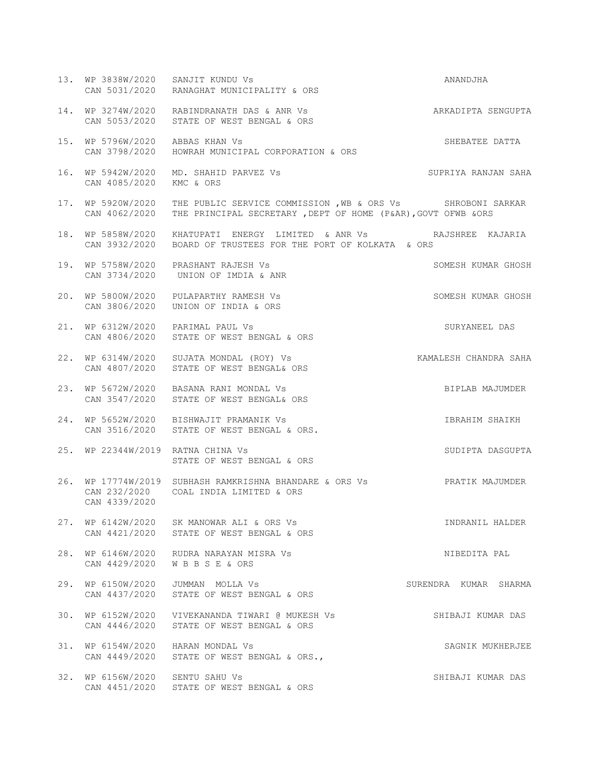13. WP 3838W/2020 SANJIT KUNDU Vs ANANDJHA
    CAN 5031/2020 RANAGHAT MUNICIPALITY & ORS

14. WP 3274W/2020 RABINDRANATH DAS & ANR Vs ARKADIPTA SENGUPTA
    CAN 5053/2020 STATE OF WEST BENGAL & ORS

15. WP 5796W/2020 ABBAS KHAN Vs SHEBATEE DATTA
    CAN 3798/2020 HOWRAH MUNICIPAL CORPORATION & ORS

16. WP 5942W/2020 MD. SHAHID PARVEZ Vs SUPRIYA RANJAN SAHA
    CAN 4085/2020 KMC & ORS

17. WP 5920W/2020 THE PUBLIC SERVICE COMMISSION ,WB & ORS Vs SHROBONI SARKAR
    CAN 4062/2020 THE PRINCIPAL SECRETARY ,DEPT OF HOME (P&AR),GOVT OFWB &ORS

18. WP 5858W/2020 KHATUPATI ENERGY LIMITED & ANR Vs RAJSHREE KAJARIA
    CAN 3932/2020 BOARD OF TRUSTEES FOR THE PORT OF KOLKATA & ORS

19. WP 5758W/2020 PRASHANT RAJESH Vs SOMESH KUMAR GHOSH
    CAN 3734/2020 UNION OF IMDIA & ANR

20. WP 5800W/2020 PULAPARTHY RAMESH Vs SOMESH KUMAR GHOSH
    CAN 3806/2020 UNION OF INDIA & ORS

21. WP 6312W/2020 PARIMAL PAUL Vs SURYANEEL DAS
    CAN 4806/2020 STATE OF WEST BENGAL & ORS

22. WP 6314W/2020 SUJATA MONDAL (ROY) Vs KAMALESH CHANDRA SAHA
    CAN 4807/2020 STATE OF WEST BENGAL& ORS

23. WP 5672W/2020 BASANA RANI MONDAL Vs BIPLAB MAJUMDER
    CAN 3547/2020 STATE OF WEST BENGAL& ORS

24. WP 5652W/2020 BISHWAJIT PRAMANIK Vs IBRAHIM SHAIKH
    CAN 3516/2020 STATE OF WEST BENGAL & ORS.

25. WP 22344W/2019 RATNA CHINA Vs SUDIPTA DASGUPTA
    STATE OF WEST BENGAL & ORS

26. WP 17774W/2019 SUBHASH RAMKRISHNA BHANDARE & ORS Vs PRATIK MAJUMDER
    CAN 232/2020 COAL INDIA LIMITED & ORS
    CAN 4339/2020

27. WP 6142W/2020 SK MANOWAR ALI & ORS Vs INDRANIL HALDER
    CAN 4421/2020 STATE OF WEST BENGAL & ORS

28. WP 6146W/2020 RUDRA NARAYAN MISRA Vs NIBEDITA PAL
    CAN 4429/2020 W B B S E & ORS

29. WP 6150W/2020 JUMMAN MOLLA Vs SURENDRA KUMAR SHARMA
    CAN 4437/2020 STATE OF WEST BENGAL & ORS

30. WP 6152W/2020 VIVEKANANDA TIWARI @ MUKESH Vs SHIBAJI KUMAR DAS
    CAN 4446/2020 STATE OF WEST BENGAL & ORS

31. WP 6154W/2020 HARAN MONDAL Vs SAGNIK MUKHERJEE
    CAN 4449/2020 STATE OF WEST BENGAL & ORS.,

32. WP 6156W/2020 SENTU SAHU Vs SHIBAJI KUMAR DAS
    CAN 4451/2020 STATE OF WEST BENGAL & ORS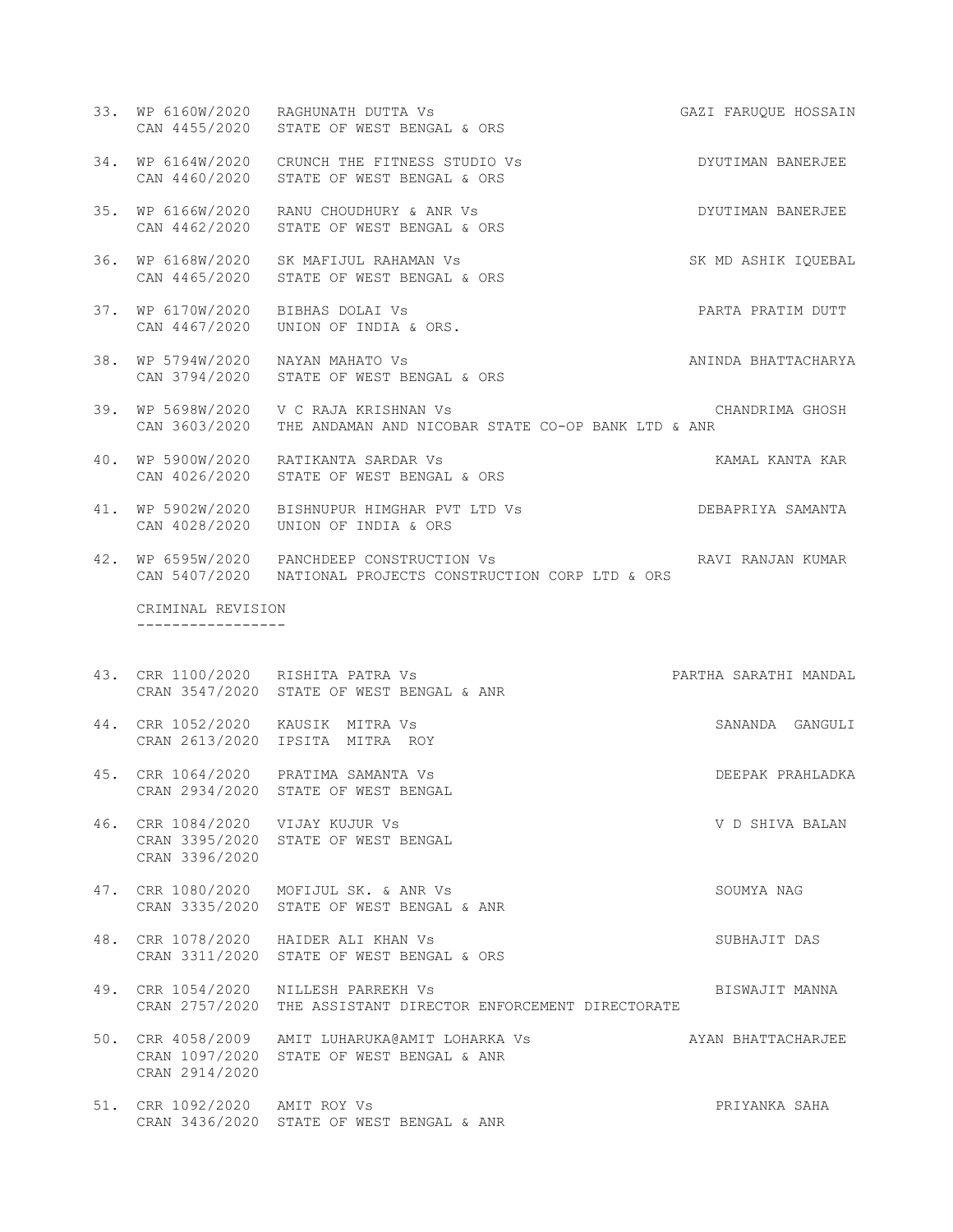33. WP 6160W/2020 RAGHUNATH DUTTA Vs GAZI FARUQUE HOSSAIN
    CAN 4455/2020 STATE OF WEST BENGAL & ORS

34. WP 6164W/2020 CRUNCH THE FITNESS STUDIO Vs DYUTIMAN BANERJEE
    CAN 4460/2020 STATE OF WEST BENGAL & ORS

35. WP 6166W/2020 RANU CHOUDHURY & ANR Vs DYUTIMAN BANERJEE
    CAN 4462/2020 STATE OF WEST BENGAL & ORS

36. WP 6168W/2020 SK MAFIJUL RAHAMAN Vs SK MD ASHIK IQUEBAL
    CAN 4465/2020 STATE OF WEST BENGAL & ORS

37. WP 6170W/2020 BIBHAS DOLAI Vs PARTA PRATIM DUTT
    CAN 4467/2020 UNION OF INDIA & ORS.

38. WP 5794W/2020 NAYAN MAHATO Vs ANINDA BHATTACHARYA
    CAN 3794/2020 STATE OF WEST BENGAL & ORS

39. WP 5698W/2020 V C RAJA KRISHNAN Vs CHANDRIMA GHOSH
    CAN 3603/2020 THE ANDAMAN AND NICOBAR STATE CO-OP BANK LTD & ANR

40. WP 5900W/2020 RATIKANTA SARDAR Vs KAMAL KANTA KAR
    CAN 4026/2020 STATE OF WEST BENGAL & ORS

41. WP 5902W/2020 BISHNUPUR HIMGHAR PVT LTD Vs DEBAPRIYA SAMANTA
    CAN 4028/2020 UNION OF INDIA & ORS

42. WP 6595W/2020 PANCHDEEP CONSTRUCTION Vs RAVI RANJAN KUMAR
    CAN 5407/2020 NATIONAL PROJECTS CONSTRUCTION CORP LTD & ORS

## CRIMINAL REVISION

43. CRR 1100/2020 RISHITA PATRA Vs PARTHA SARATHI MANDAL
    CRAN 3547/2020 STATE OF WEST BENGAL & ANR

44. CRR 1052/2020 KAUSIK MITRA Vs SANANDA GANGULI
    CRAN 2613/2020 IPSITA MITRA ROY

45. CRR 1064/2020 PRATIMA SAMANTA Vs DEEPAK PRAHLADKA
    CRAN 2934/2020 STATE OF WEST BENGAL

46. CRR 1084/2020 VIJAY KUJUR Vs V D SHIVA BALAN
    CRAN 3395/2020 STATE OF WEST BENGAL
    CRAN 3396/2020

47. CRR 1080/2020 MOFIJUL SK. & ANR Vs SOUMYA NAG
    CRAN 3335/2020 STATE OF WEST BENGAL & ANR

48. CRR 1078/2020 HAIDER ALI KHAN Vs SUBHAJIT DAS
    CRAN 3311/2020 STATE OF WEST BENGAL & ORS

49. CRR 1054/2020 NILLESH PARREKH Vs BISWAJIT MANNA
    CRAN 2757/2020 THE ASSISTANT DIRECTOR ENFORCEMENT DIRECTORATE

50. CRR 4058/2009 AMIT LUHARUKA@AMIT LOHARKA Vs AYAN BHATTACHARJEE
    CRAN 1097/2020 STATE OF WEST BENGAL & ANR
    CRAN 2914/2020

51. CRR 1092/2020 AMIT ROY Vs PRIYANKA SAHA
    CRAN 3436/2020 STATE OF WEST BENGAL & ANR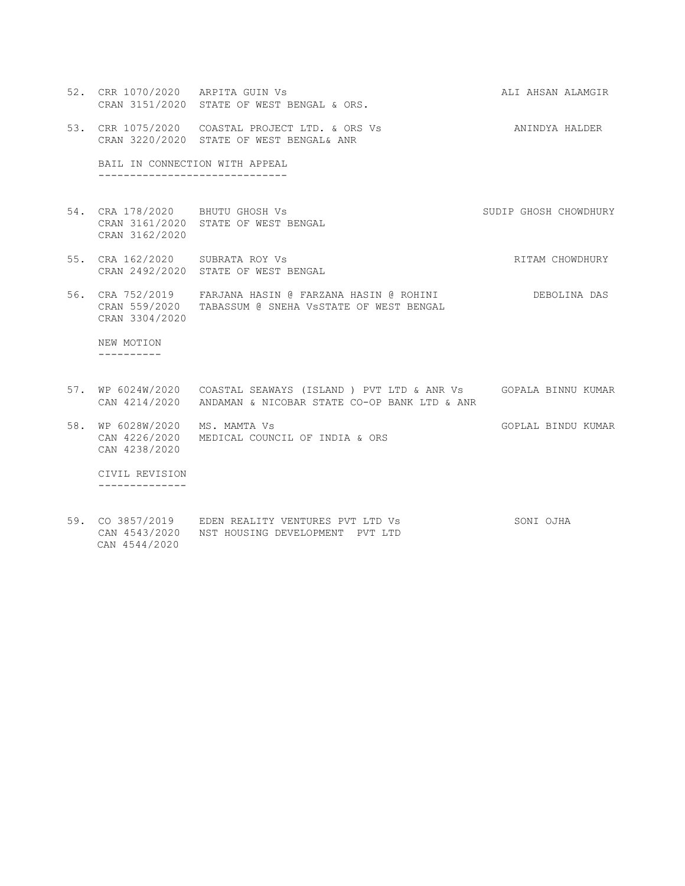| No. | Case No. | Parties | Advocate |
|---|---|---|---|
| 52. | CRR 1070/2020<br>CRAN 3151/2020 | ARPITA GUIN Vs<br>STATE OF WEST BENGAL & ORS. | ALI AHSAN ALAMGIR |
| 53. | CRR 1075/2020<br>CRAN 3220/2020 | COASTAL PROJECT LTD. & ORS Vs<br>STATE OF WEST BENGAL& ANR | ANINDYA HALDER |

BAIL IN CONNECTION WITH APPEAL
------------------------------

| No. | Case No. | Parties | Advocate |
|---|---|---|---|
| 54. | CRA 178/2020<br>CRAN 3161/2020<br>CRAN 3162/2020 | BHUTU GHOSH Vs<br>STATE OF WEST BENGAL | SUDIP GHOSH CHOWDHURY |
| 55. | CRA 162/2020<br>CRAN 2492/2020 | SUBRATA ROY Vs<br>STATE OF WEST BENGAL | RITAM CHOWDHURY |
| 56. | CRA 752/2019<br>CRAN 559/2020<br>CRAN 3304/2020 | FARJANA HASIN @ FARZANA HASIN @ ROHINI<br>TABASSUM @ SNEHA VsSTATE OF WEST BENGAL | DEBOLINA DAS |

NEW MOTION
----------

| No. | Case No. | Parties | Advocate |
|---|---|---|---|
| 57. | WP 6024W/2020<br>CAN 4214/2020 | COASTAL SEAWAYS (ISLAND ) PVT LTD & ANR Vs<br>ANDAMAN & NICOBAR STATE CO-OP BANK LTD & ANR | GOPALA BINNU KUMAR |
| 58. | WP 6028W/2020<br>CAN 4226/2020<br>CAN 4238/2020 | MS. MAMTA Vs<br>MEDICAL COUNCIL OF INDIA & ORS | GOPLAL BINDU KUMAR |

CIVIL REVISION
--------------

| No. | Case No. | Parties | Advocate |
|---|---|---|---|
| 59. | CO 3857/2019<br>CAN 4543/2020<br>CAN 4544/2020 | EDEN REALITY VENTURES PVT LTD Vs<br>NST HOUSING DEVELOPMENT PVT LTD | SONI OJHA |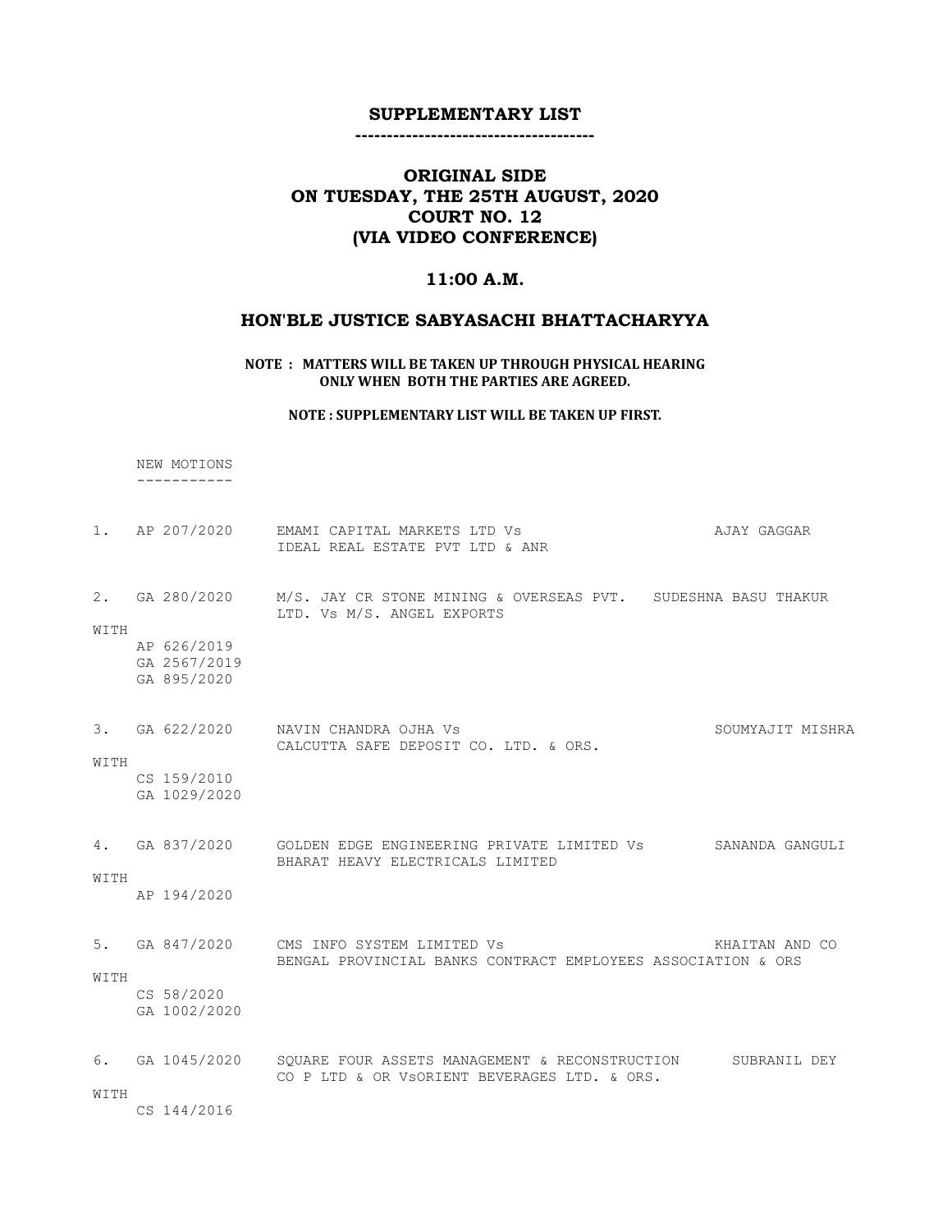# SUPPLEMENTARY LIST

-------------------------------------

## ORIGINAL SIDE
## ON TUESDAY, THE 25TH AUGUST, 2020
## COURT NO. 12
## (VIA VIDEO CONFERENCE)

## 11:00 A.M.

## HON'BLE JUSTICE SABYASACHI BHATTACHARYYA

**NOTE : MATTERS WILL BE TAKEN UP THROUGH PHYSICAL HEARING ONLY WHEN BOTH THE PARTIES ARE AGREED.**

**NOTE : SUPPLEMENTARY LIST WILL BE TAKEN UP FIRST.**

NEW MOTIONS
-----------

1. AP 207/2020 EMAMI CAPITAL MARKETS LTD Vs IDEAL REAL ESTATE PVT LTD & ANR — AJAY GAGGAR

2. GA 280/2020 M/S. JAY CR STONE MINING & OVERSEAS PVT. LTD. Vs M/S. ANGEL EXPORTS — SUDESHNA BASU THAKUR

   WITH
   AP 626/2019
   GA 2567/2019
   GA 895/2020

3. GA 622/2020 NAVIN CHANDRA OJHA Vs CALCUTTA SAFE DEPOSIT CO. LTD. & ORS. — SOUMYAJIT MISHRA

   WITH
   CS 159/2010
   GA 1029/2020

4. GA 837/2020 GOLDEN EDGE ENGINEERING PRIVATE LIMITED Vs BHARAT HEAVY ELECTRICALS LIMITED — SANANDA GANGULI

   WITH
   AP 194/2020

5. GA 847/2020 CMS INFO SYSTEM LIMITED Vs BENGAL PROVINCIAL BANKS CONTRACT EMPLOYEES ASSOCIATION & ORS — KHAITAN AND CO

   WITH
   CS 58/2020
   GA 1002/2020

6. GA 1045/2020 SQUARE FOUR ASSETS MANAGEMENT & RECONSTRUCTION CO P LTD & OR VsORIENT BEVERAGES LTD. & ORS. — SUBRANIL DEY

   WITH
   CS 144/2016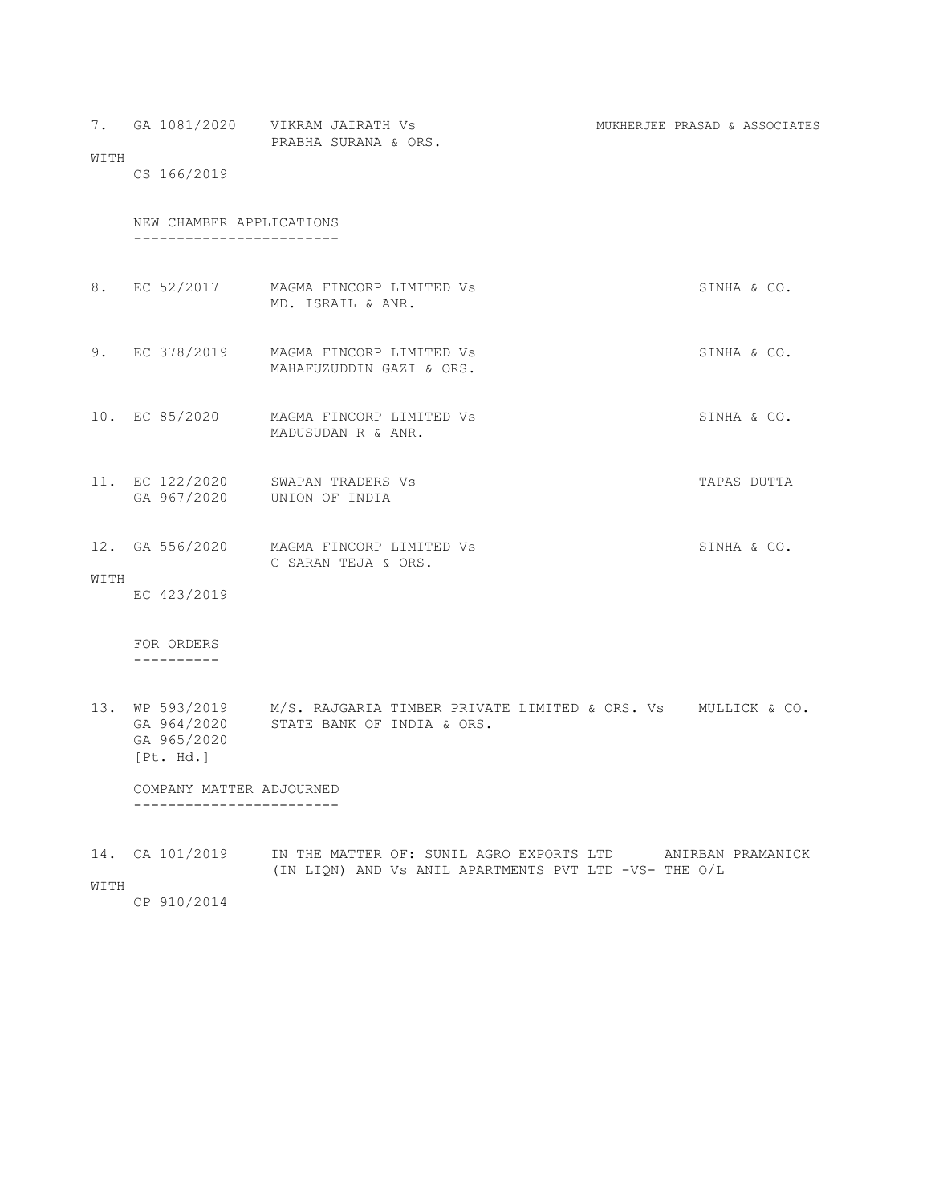7. GA 1081/2020 VIKRAM JAIRATH Vs PRABHA SURANA & ORS. — MUKHERJEE PRASAD & ASSOCIATES
WITH
CS 166/2019

NEW CHAMBER APPLICATIONS
------------------------

8. EC 52/2017 MAGMA FINCORP LIMITED Vs MD. ISRAIL & ANR. — SINHA & CO.

9. EC 378/2019 MAGMA FINCORP LIMITED Vs MAHAFUZUDDIN GAZI & ORS. — SINHA & CO.

10. EC 85/2020 MAGMA FINCORP LIMITED Vs MADUSUDAN R & ANR. — SINHA & CO.

11. EC 122/2020 GA 967/2020 SWAPAN TRADERS Vs UNION OF INDIA — TAPAS DUTTA

12. GA 556/2020 MAGMA FINCORP LIMITED Vs C SARAN TEJA & ORS. — SINHA & CO.
WITH
EC 423/2019

FOR ORDERS
----------

13. WP 593/2019 GA 964/2020 GA 965/2020 [Pt. Hd.] M/S. RAJGARIA TIMBER PRIVATE LIMITED & ORS. Vs STATE BANK OF INDIA & ORS. — MULLICK & CO.

COMPANY MATTER ADJOURNED
------------------------

14. CA 101/2019 IN THE MATTER OF: SUNIL AGRO EXPORTS LTD (IN LIQN) AND Vs ANIL APARTMENTS PVT LTD -VS- THE O/L — ANIRBAN PRAMANICK
WITH
CP 910/2014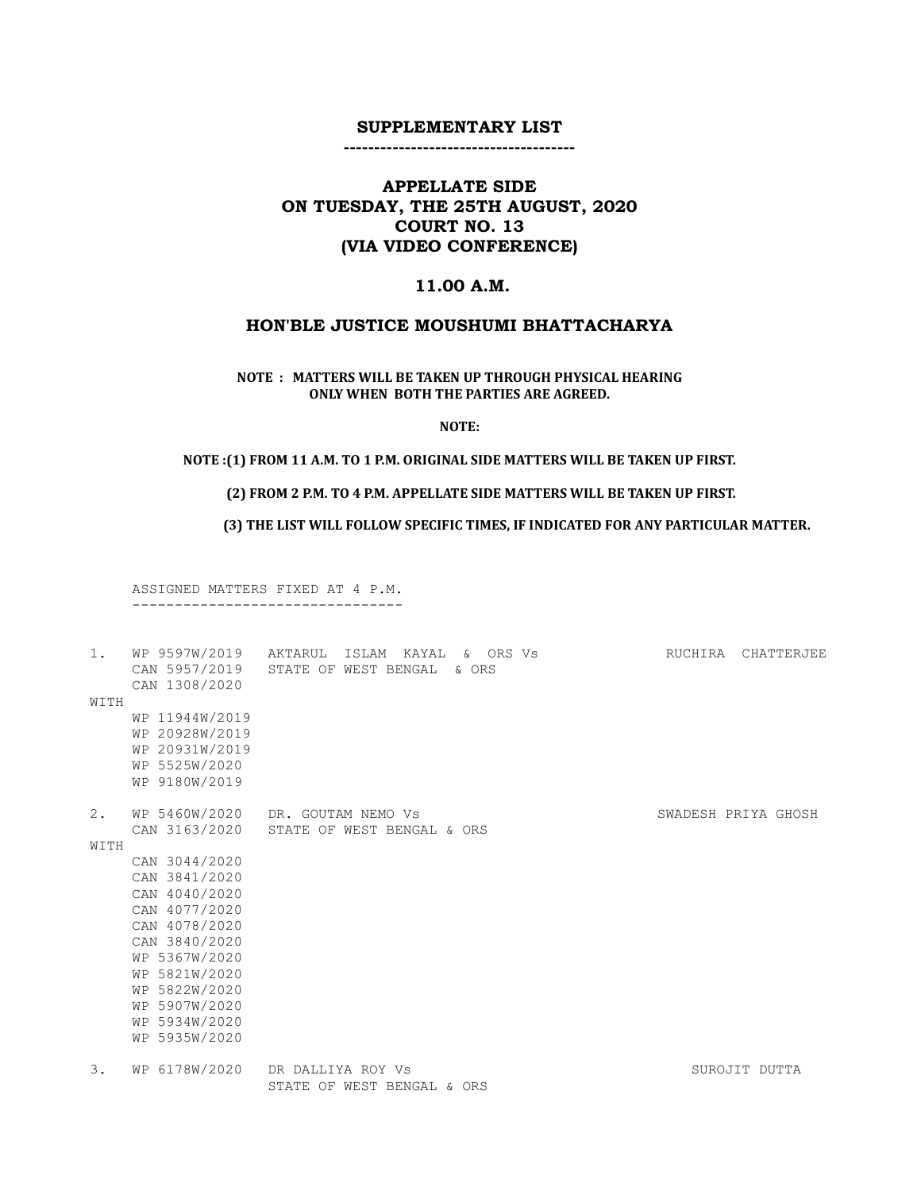## SUPPLEMENTARY LIST

-------------------------------------

## APPELLATE SIDE
## ON TUESDAY, THE 25TH AUGUST, 2020
## COURT NO. 13
## (VIA VIDEO CONFERENCE)

### 11.00 A.M.

### HON'BLE JUSTICE MOUSHUMI BHATTACHARYA

**NOTE : MATTERS WILL BE TAKEN UP THROUGH PHYSICAL HEARING ONLY WHEN BOTH THE PARTIES ARE AGREED.**

**NOTE:**

**NOTE :(1) FROM 11 A.M. TO 1 P.M. ORIGINAL SIDE MATTERS WILL BE TAKEN UP FIRST.**

**(2) FROM 2 P.M. TO 4 P.M. APPELLATE SIDE MATTERS WILL BE TAKEN UP FIRST.**

**(3) THE LIST WILL FOLLOW SPECIFIC TIMES, IF INDICATED FOR ANY PARTICULAR MATTER.**

ASSIGNED MATTERS FIXED AT 4 P.M.
--------------------------------

```
1.   WP 9597W/2019   AKTARUL  ISLAM  KAYAL  &  ORS Vs             RUCHIRA  CHATTERJEE
     CAN 5957/2019   STATE OF WEST BENGAL  & ORS
     CAN 1308/2020
WITH
     WP 11944W/2019
     WP 20928W/2019
     WP 20931W/2019
     WP 5525W/2020
     WP 9180W/2019

2.   WP 5460W/2020   DR. GOUTAM NEMO Vs                           SWADESH PRIYA GHOSH
     CAN 3163/2020   STATE OF WEST BENGAL & ORS
WITH
     CAN 3044/2020
     CAN 3841/2020
     CAN 4040/2020
     CAN 4077/2020
     CAN 4078/2020
     CAN 3840/2020
     WP 5367W/2020
     WP 5821W/2020
     WP 5822W/2020
     WP 5907W/2020
     WP 5934W/2020
     WP 5935W/2020

3.   WP 6178W/2020   DR DALLIYA ROY Vs                            SUROJIT DUTTA
                     STATE OF WEST BENGAL & ORS
```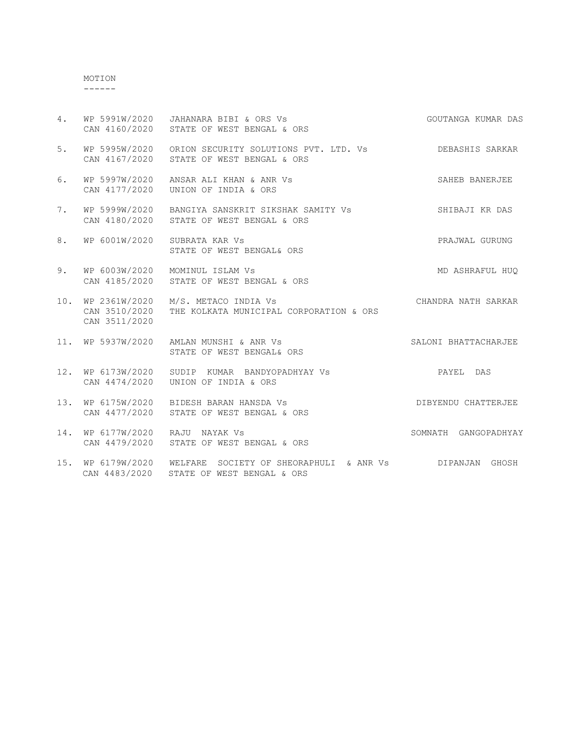MOTION
------

| No. | Case No. | Parties | Advocate |
|---|---|---|---|
| 4. | WP 5991W/2020<br>CAN 4160/2020 | JAHANARA BIBI & ORS Vs<br>STATE OF WEST BENGAL & ORS | GOUTANGA KUMAR DAS |
| 5. | WP 5995W/2020<br>CAN 4167/2020 | ORION SECURITY SOLUTIONS PVT. LTD. Vs<br>STATE OF WEST BENGAL & ORS | DEBASHIS SARKAR |
| 6. | WP 5997W/2020<br>CAN 4177/2020 | ANSAR ALI KHAN & ANR Vs<br>UNION OF INDIA & ORS | SAHEB BANERJEE |
| 7. | WP 5999W/2020<br>CAN 4180/2020 | BANGIYA SANSKRIT SIKSHAK SAMITY Vs<br>STATE OF WEST BENGAL & ORS | SHIBAJI KR DAS |
| 8. | WP 6001W/2020 | SUBRATA KAR Vs<br>STATE OF WEST BENGAL& ORS | PRAJWAL GURUNG |
| 9. | WP 6003W/2020<br>CAN 4185/2020 | MOMINUL ISLAM Vs<br>STATE OF WEST BENGAL & ORS | MD ASHRAFUL HUQ |
| 10. | WP 2361W/2020<br>CAN 3510/2020<br>CAN 3511/2020 | M/S. METACO INDIA Vs<br>THE KOLKATA MUNICIPAL CORPORATION & ORS | CHANDRA NATH SARKAR |
| 11. | WP 5937W/2020 | AMLAN MUNSHI & ANR Vs<br>STATE OF WEST BENGAL& ORS | SALONI BHATTACHARJEE |
| 12. | WP 6173W/2020<br>CAN 4474/2020 | SUDIP KUMAR BANDYOPADHYAY Vs<br>UNION OF INDIA & ORS | PAYEL DAS |
| 13. | WP 6175W/2020<br>CAN 4477/2020 | BIDESH BARAN HANSDA Vs<br>STATE OF WEST BENGAL & ORS | DIBYENDU CHATTERJEE |
| 14. | WP 6177W/2020<br>CAN 4479/2020 | RAJU NAYAK Vs<br>STATE OF WEST BENGAL & ORS | SOMNATH GANGOPADHYAY |
| 15. | WP 6179W/2020<br>CAN 4483/2020 | WELFARE SOCIETY OF SHEORAPHULI & ANR Vs<br>STATE OF WEST BENGAL & ORS | DIPANJAN GHOSH |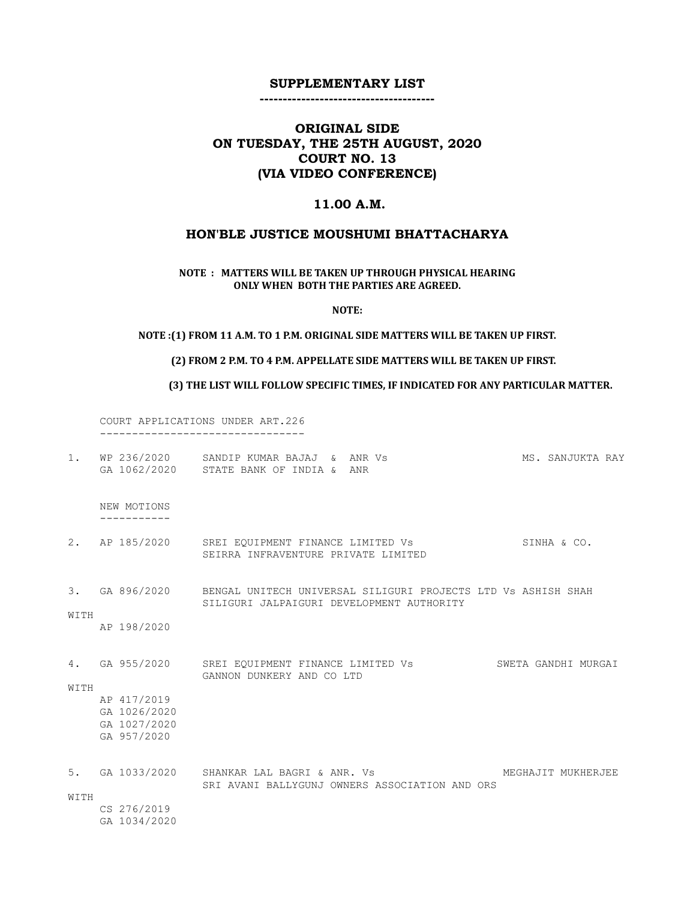# SUPPLEMENTARY LIST

-------------------------------------

## ORIGINAL SIDE
## ON TUESDAY, THE 25TH AUGUST, 2020
## COURT NO. 13
## (VIA VIDEO CONFERENCE)

### 11.00 A.M.

### HON'BLE JUSTICE MOUSHUMI BHATTACHARYA

**NOTE : MATTERS WILL BE TAKEN UP THROUGH PHYSICAL HEARING ONLY WHEN BOTH THE PARTIES ARE AGREED.**

**NOTE:**

**NOTE :(1) FROM 11 A.M. TO 1 P.M. ORIGINAL SIDE MATTERS WILL BE TAKEN UP FIRST.**

**(2) FROM 2 P.M. TO 4 P.M. APPELLATE SIDE MATTERS WILL BE TAKEN UP FIRST.**

**(3) THE LIST WILL FOLLOW SPECIFIC TIMES, IF INDICATED FOR ANY PARTICULAR MATTER.**

COURT APPLICATIONS UNDER ART.226
--------------------------------

1. WP 236/2020 GA 1062/2020 — SANDIP KUMAR BAJAJ & ANR Vs STATE BANK OF INDIA & ANR — MS. SANJUKTA RAY

NEW MOTIONS
-----------

2. AP 185/2020 — SREI EQUIPMENT FINANCE LIMITED Vs SEIRRA INFRAVENTURE PRIVATE LIMITED — SINHA & CO.

3. GA 896/2020 — BENGAL UNITECH UNIVERSAL SILIGURI PROJECTS LTD Vs SILIGURI JALPAIGURI DEVELOPMENT AUTHORITY — ASHISH SHAH

   WITH
   AP 198/2020

4. GA 955/2020 — SREI EQUIPMENT FINANCE LIMITED Vs GANNON DUNKERY AND CO LTD — SWETA GANDHI MURGAI

   WITH
   AP 417/2019
   GA 1026/2020
   GA 1027/2020
   GA 957/2020

5. GA 1033/2020 — SHANKAR LAL BAGRI & ANR. Vs SRI AVANI BALLYGUNJ OWNERS ASSOCIATION AND ORS — MEGHAJIT MUKHERJEE

   WITH
   CS 276/2019
   GA 1034/2020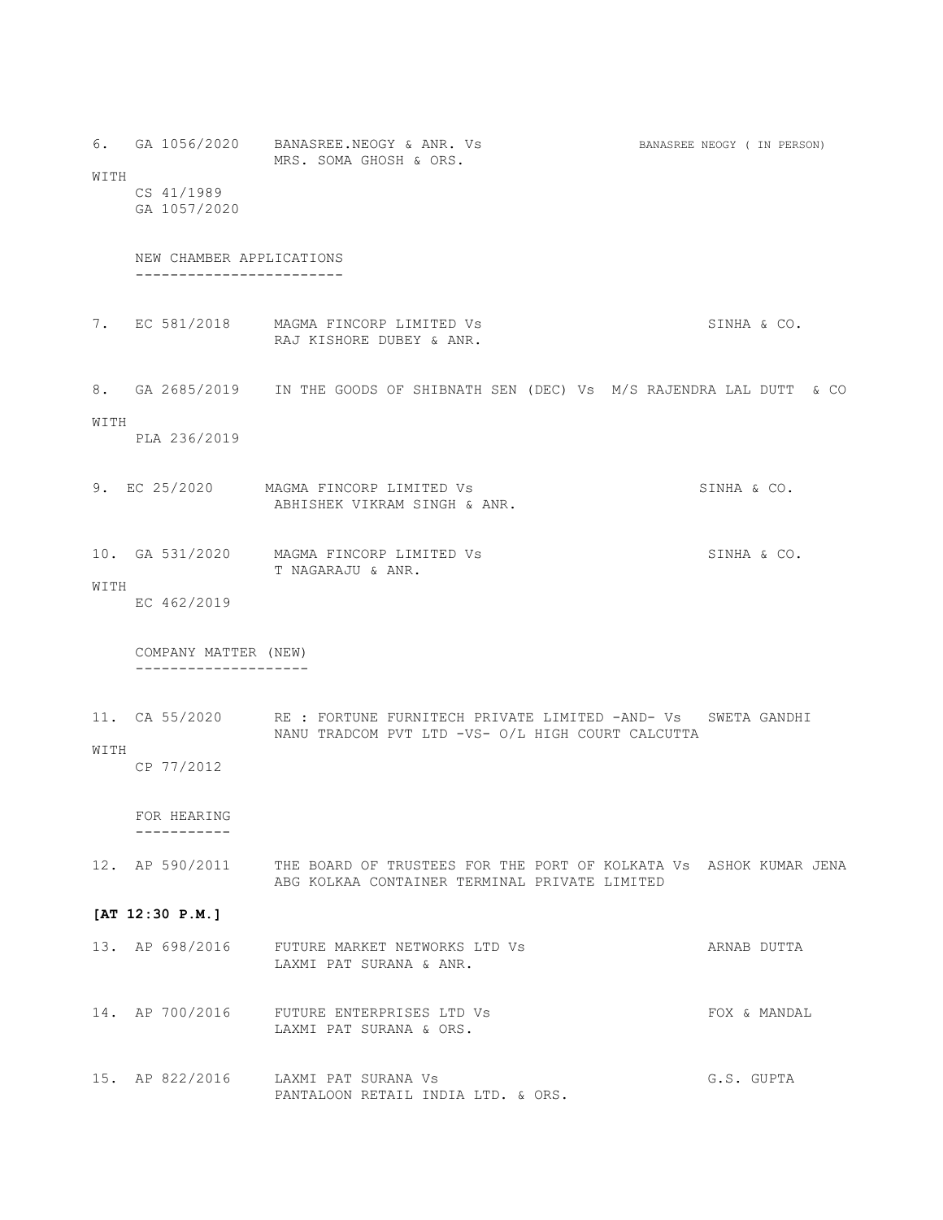6. GA 1056/2020 BANASREE.NEOGY & ANR. Vs MRS. SOMA GHOSH & ORS. — BANASREE NEOGY ( IN PERSON)

WITH
CS 41/1989
GA 1057/2020

NEW CHAMBER APPLICATIONS
------------------------

7. EC 581/2018 MAGMA FINCORP LIMITED Vs RAJ KISHORE DUBEY & ANR. — SINHA & CO.

8. GA 2685/2019 IN THE GOODS OF SHIBNATH SEN (DEC) Vs — M/S RAJENDRA LAL DUTT & CO

WITH
PLA 236/2019

9. EC 25/2020 MAGMA FINCORP LIMITED Vs ABHISHEK VIKRAM SINGH & ANR. — SINHA & CO.

10. GA 531/2020 MAGMA FINCORP LIMITED Vs T NAGARAJU & ANR. — SINHA & CO.

WITH
EC 462/2019

COMPANY MATTER (NEW)
--------------------

11. CA 55/2020 RE : FORTUNE FURNITECH PRIVATE LIMITED -AND- Vs NANU TRADCOM PVT LTD -VS- O/L HIGH COURT CALCUTTA — SWETA GANDHI

WITH
CP 77/2012

FOR HEARING
-----------

12. AP 590/2011 THE BOARD OF TRUSTEES FOR THE PORT OF KOLKATA Vs ABG KOLKAA CONTAINER TERMINAL PRIVATE LIMITED — ASHOK KUMAR JENA

**[AT 12:30 P.M.]**

13. AP 698/2016 FUTURE MARKET NETWORKS LTD Vs LAXMI PAT SURANA & ANR. — ARNAB DUTTA

14. AP 700/2016 FUTURE ENTERPRISES LTD Vs LAXMI PAT SURANA & ORS. — FOX & MANDAL

15. AP 822/2016 LAXMI PAT SURANA Vs PANTALOON RETAIL INDIA LTD. & ORS. — G.S. GUPTA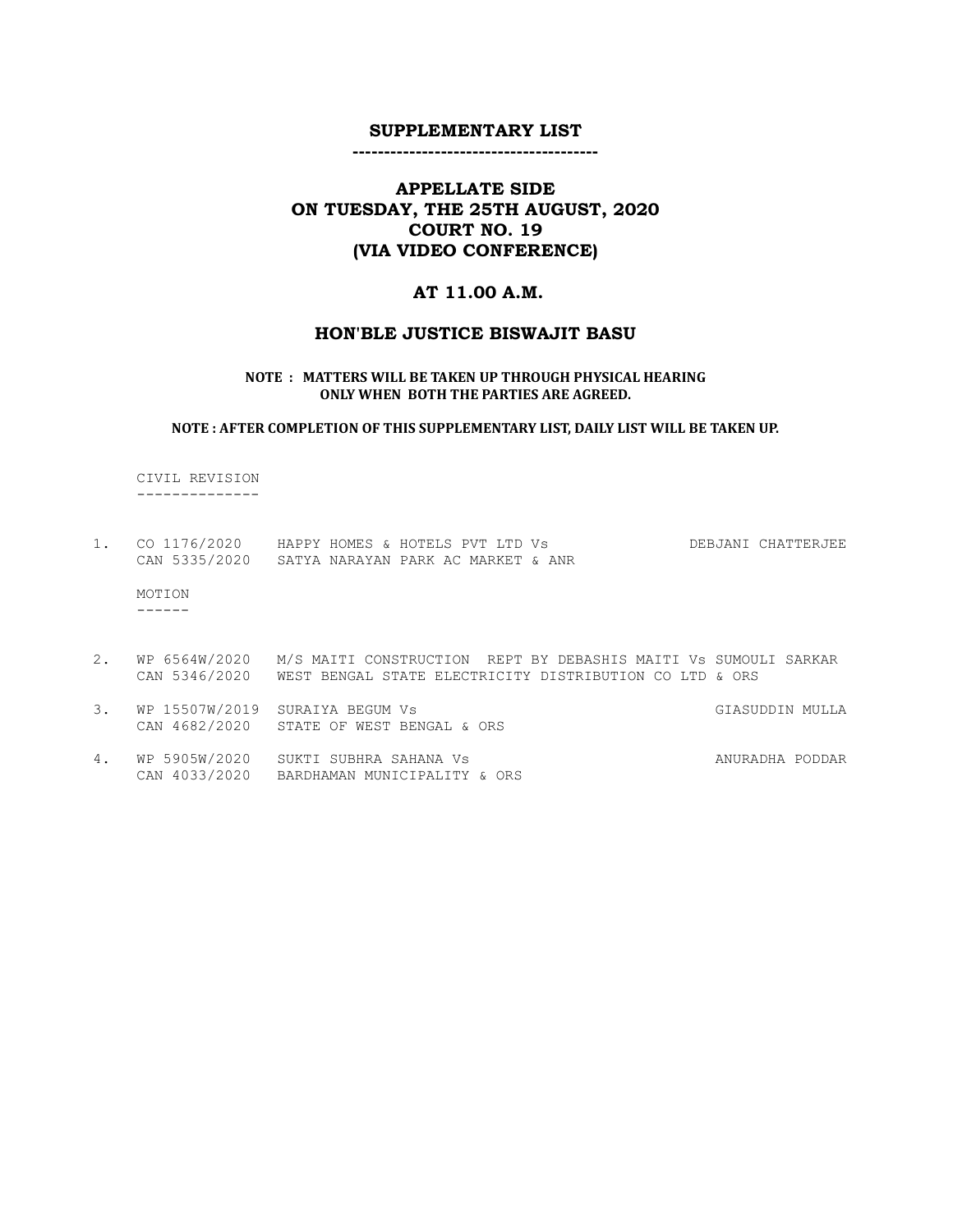## SUPPLEMENTARY LIST

---------------------------------------

## APPELLATE SIDE
## ON TUESDAY, THE 25TH AUGUST, 2020
## COURT NO. 19
## (VIA VIDEO CONFERENCE)

### AT 11.00 A.M.

### HON'BLE JUSTICE BISWAJIT BASU

**NOTE : MATTERS WILL BE TAKEN UP THROUGH PHYSICAL HEARING ONLY WHEN BOTH THE PARTIES ARE AGREED.**

**NOTE : AFTER COMPLETION OF THIS SUPPLEMENTARY LIST, DAILY LIST WILL BE TAKEN UP.**

CIVIL REVISION
--------------

| | | | |
|---|---|---|---|
| 1. | CO 1176/2020<br>CAN 5335/2020 | HAPPY HOMES & HOTELS PVT LTD Vs<br>SATYA NARAYAN PARK AC MARKET & ANR | DEBJANI CHATTERJEE |

MOTION
------

| | | | |
|---|---|---|---|
| 2. | WP 6564W/2020<br>CAN 5346/2020 | M/S MAITI CONSTRUCTION REPT BY DEBASHIS MAITI Vs<br>WEST BENGAL STATE ELECTRICITY DISTRIBUTION CO LTD & ORS | SUMOULI SARKAR |
| 3. | WP 15507W/2019<br>CAN 4682/2020 | SURAIYA BEGUM Vs<br>STATE OF WEST BENGAL & ORS | GIASUDDIN MULLA |
| 4. | WP 5905W/2020<br>CAN 4033/2020 | SUKTI SUBHRA SAHANA Vs<br>BARDHAMAN MUNICIPALITY & ORS | ANURADHA PODDAR |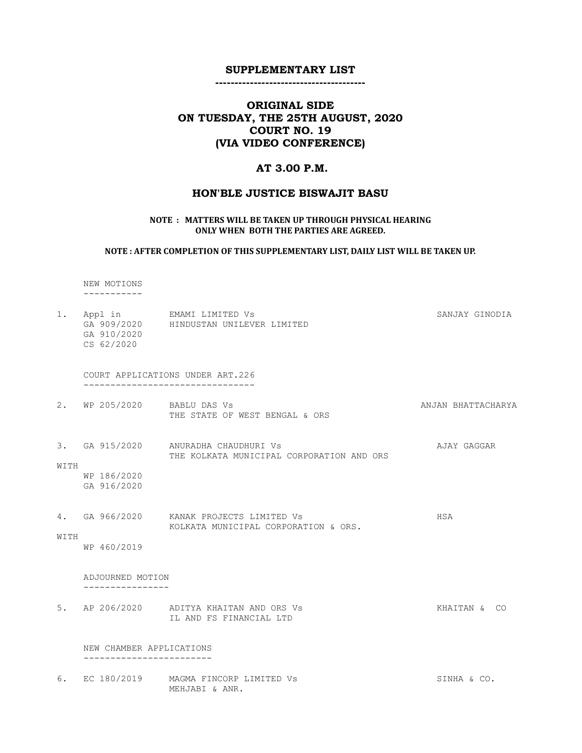# SUPPLEMENTARY LIST

---

## ORIGINAL SIDE
## ON TUESDAY, THE 25TH AUGUST, 2020
## COURT NO. 19
## (VIA VIDEO CONFERENCE)

## AT 3.00 P.M.

## HON'BLE JUSTICE BISWAJIT BASU

**NOTE : MATTERS WILL BE TAKEN UP THROUGH PHYSICAL HEARING ONLY WHEN BOTH THE PARTIES ARE AGREED.**

**NOTE : AFTER COMPLETION OF THIS SUPPLEMENTARY LIST, DAILY LIST WILL BE TAKEN UP.**

NEW MOTIONS
-----------

| No. | Case No. | Parties | Advocate |
|---|---|---|---|
| 1. | Appl in GA 909/2020 GA 910/2020 CS 62/2020 | EMAMI LIMITED Vs HINDUSTAN UNILEVER LIMITED | SANJAY GINODIA |

COURT APPLICATIONS UNDER ART.226
--------------------------------

| No. | Case No. | Parties | Advocate |
|---|---|---|---|
| 2. | WP 205/2020 | BABLU DAS Vs THE STATE OF WEST BENGAL & ORS | ANJAN BHATTACHARYA |
| 3. | GA 915/2020 WITH WP 186/2020 GA 916/2020 | ANURADHA CHAUDHURI Vs THE KOLKATA MUNICIPAL CORPORATION AND ORS | AJAY GAGGAR |
| 4. | GA 966/2020 WITH WP 460/2019 | KANAK PROJECTS LIMITED Vs KOLKATA MUNICIPAL CORPORATION & ORS. | HSA |

ADJOURNED MOTION
----------------

| No. | Case No. | Parties | Advocate |
|---|---|---|---|
| 5. | AP 206/2020 | ADITYA KHAITAN AND ORS Vs IL AND FS FINANCIAL LTD | KHAITAN & CO |

NEW CHAMBER APPLICATIONS
------------------------

| No. | Case No. | Parties | Advocate |
|---|---|---|---|
| 6. | EC 180/2019 | MAGMA FINCORP LIMITED Vs MEHJABI & ANR. | SINHA & CO. |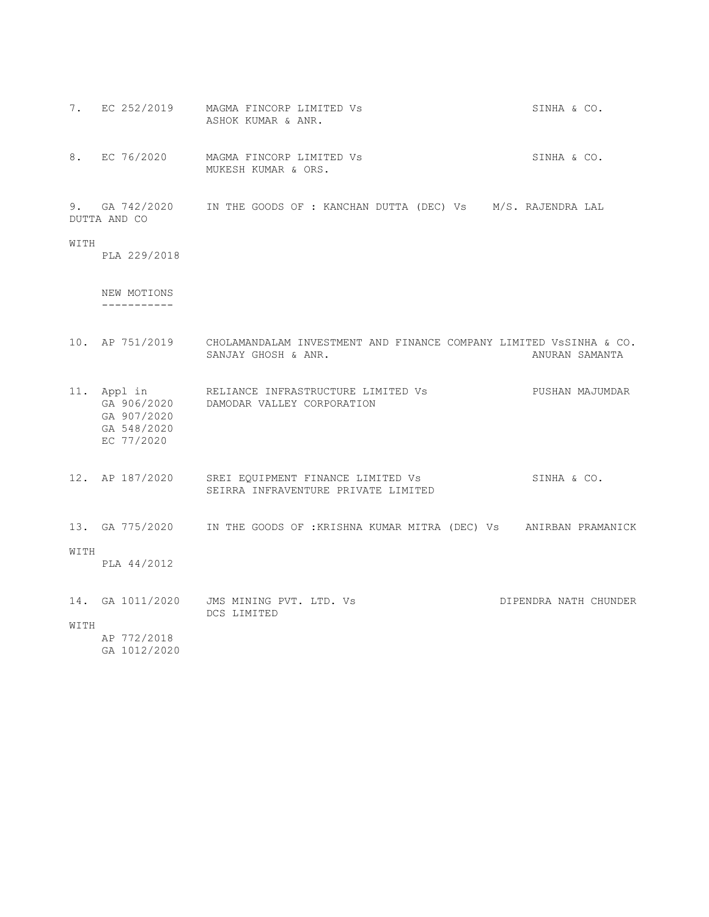7. EC 252/2019 MAGMA FINCORP LIMITED Vs SINHA & CO.
ASHOK KUMAR & ANR.

8. EC 76/2020 MAGMA FINCORP LIMITED Vs SINHA & CO.
MUKESH KUMAR & ORS.

9. GA 742/2020 IN THE GOODS OF : KANCHAN DUTTA (DEC) Vs M/S. RAJENDRA LAL DUTTA AND CO

WITH
PLA 229/2018

NEW MOTIONS
-----------

10. AP 751/2019 CHOLAMANDALAM INVESTMENT AND FINANCE COMPANY LIMITED VsSINHA & CO.
SANJAY GHOSH & ANR. ANURAN SAMANTA

11. Appl in RELIANCE INFRASTRUCTURE LIMITED Vs PUSHAN MAJUMDAR
GA 906/2020 DAMODAR VALLEY CORPORATION
GA 907/2020
GA 548/2020
EC 77/2020

12. AP 187/2020 SREI EQUIPMENT FINANCE LIMITED Vs SINHA & CO.
SEIRRA INFRAVENTURE PRIVATE LIMITED

13. GA 775/2020 IN THE GOODS OF :KRISHNA KUMAR MITRA (DEC) Vs ANIRBAN PRAMANICK

WITH
PLA 44/2012

14. GA 1011/2020 JMS MINING PVT. LTD. Vs DIPENDRA NATH CHUNDER
DCS LIMITED

WITH
AP 772/2018
GA 1012/2020